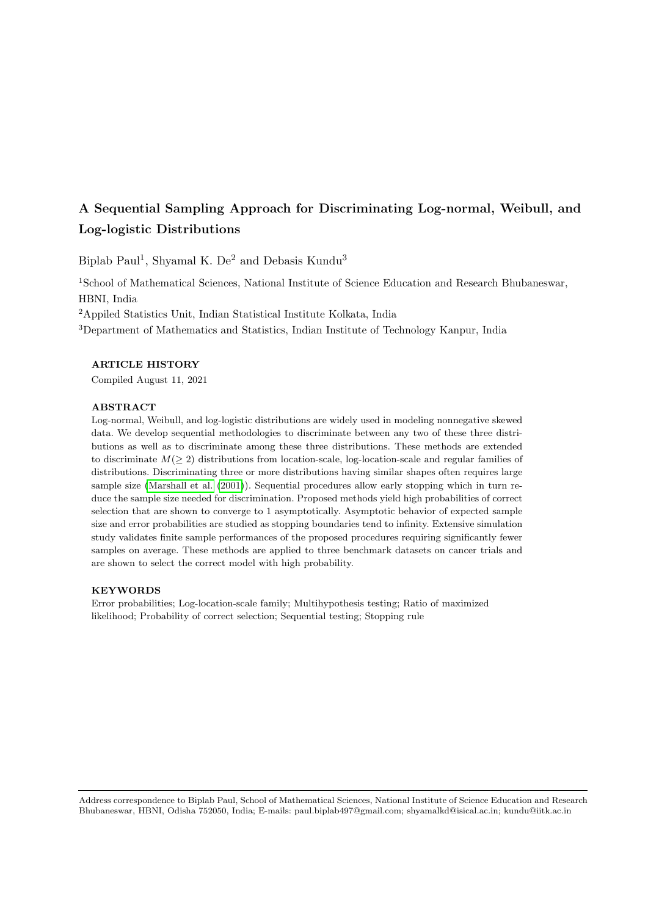# A Sequential Sampling Approach for Discriminating Log-normal, Weibull, and Log-logistic Distributions

Biplab Paul[1], Shyamal K. De[2] and Debasis Kundu[3]

[1]School of Mathematical Sciences, National Institute of Science Education and Research Bhubaneswar, HBNI, India

[2]Appiled Statistics Unit, Indian Statistical Institute Kolkata, India

[3]Department of Mathematics and Statistics, Indian Institute of Technology Kanpur, India

### ARTICLE HISTORY

Compiled August 11, 2021

### ABSTRACT

Log-normal, Weibull, and log-logistic distributions are widely used in modeling nonnegative skewed data. We develop sequential methodologies to discriminate between any two of these three distributions as well as to discriminate among these three distributions. These methods are extended to discriminate $M(\geq 2)$ distributions from location-scale, log-location-scale and regular families of distributions. Discriminating three or more distributions having similar shapes often requires large sample size (Marshall et al. (2001)). Sequential procedures allow early stopping which in turn reduce the sample size needed for discrimination. Proposed methods yield high probabilities of correct selection that are shown to converge to 1 asymptotically. Asymptotic behavior of expected sample size and error probabilities are studied as stopping boundaries tend to infinity. Extensive simulation study validates finite sample performances of the proposed procedures requiring significantly fewer samples on average. These methods are applied to three benchmark datasets on cancer trials and are shown to select the correct model with high probability.

### KEYWORDS

Error probabilities; Log-location-scale family; Multihypothesis testing; Ratio of maximized likelihood; Probability of correct selection; Sequential testing; Stopping rule

---

Address correspondence to Biplab Paul, School of Mathematical Sciences, National Institute of Science Education and Research Bhubaneswar, HBNI, Odisha 752050, India; E-mails: paul.biplab497@gmail.com; shyamalkd@isical.ac.in; kundu@iitk.ac.in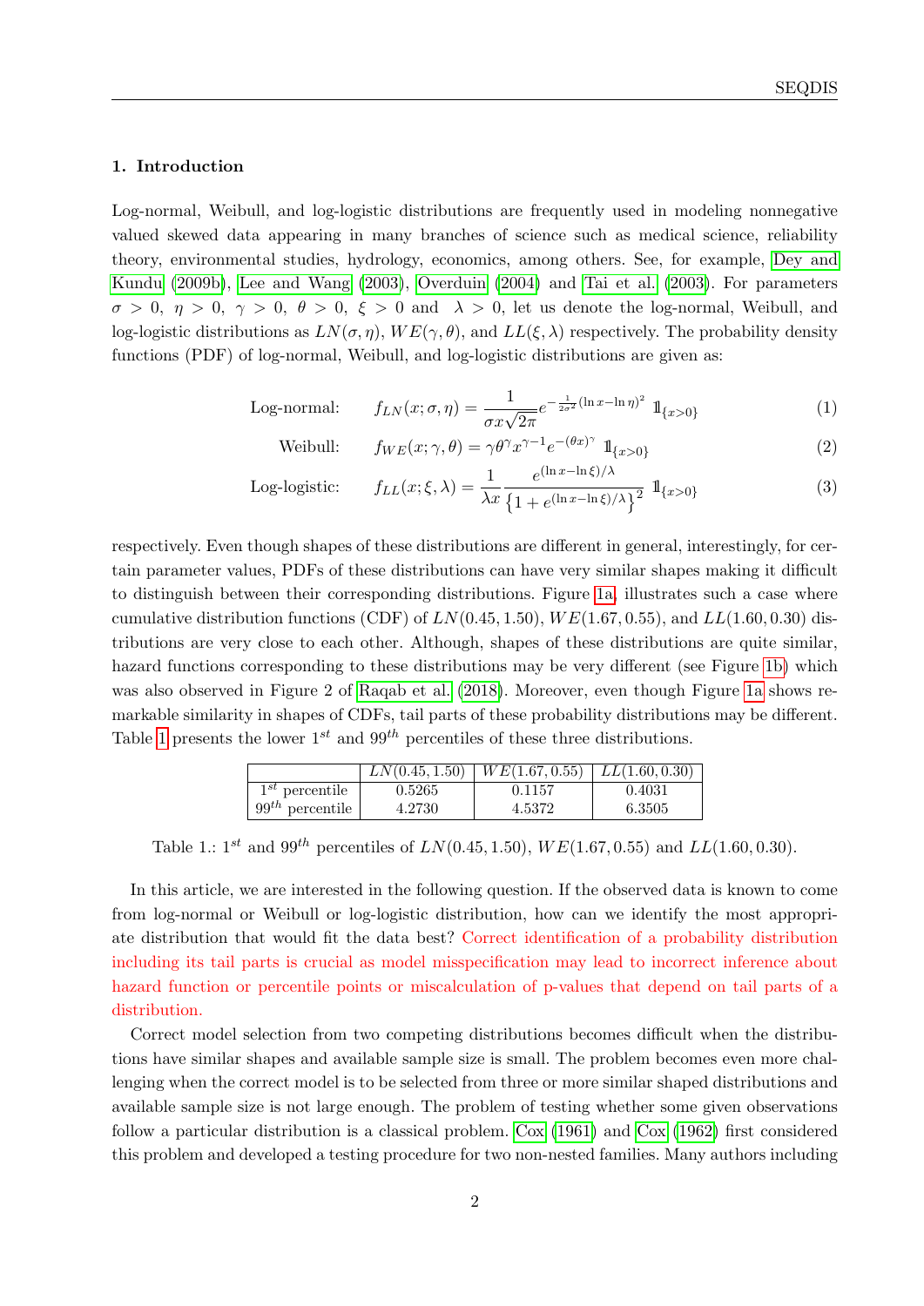## 1. Introduction

Log-normal, Weibull, and log-logistic distributions are frequently used in modeling nonnegative valued skewed data appearing in many branches of science such as medical science, reliability theory, environmental studies, hydrology, economics, among others. See, for example, Dey and Kundu (2009b), Lee and Wang (2003), Overduin (2004) and Tai et al. (2003). For parameters $\sigma > 0$, $\eta > 0$, $\gamma > 0$, $\theta > 0$, $\xi > 0$ and $\lambda > 0$, let us denote the log-normal, Weibull, and log-logistic distributions as $LN(\sigma, \eta)$, $WE(\gamma, \theta)$, and $LL(\xi, \lambda)$ respectively. The probability density functions (PDF) of log-normal, Weibull, and log-logistic distributions are given as:

$$\text{Log-normal:} \quad f_{LN}(x; \sigma, \eta) = \frac{1}{\sigma x \sqrt{2\pi}} e^{-\frac{1}{2\sigma^2}(\ln x - \ln \eta)^2} \, \mathbb{1}_{\{x>0\}} \tag{1}$$

$$\text{Weibull:} \quad f_{WE}(x; \gamma, \theta) = \gamma \theta^\gamma x^{\gamma-1} e^{-(\theta x)^\gamma} \, \mathbb{1}_{\{x>0\}} \tag{2}$$

$$\text{Log-logistic:} \quad f_{LL}(x; \xi, \lambda) = \frac{1}{\lambda x} \frac{e^{(\ln x - \ln \xi)/\lambda}}{\left\{1 + e^{(\ln x - \ln \xi)/\lambda}\right\}^2} \, \mathbb{1}_{\{x>0\}} \tag{3}$$

respectively. Even though shapes of these distributions are different in general, interestingly, for certain parameter values, PDFs of these distributions can have very similar shapes making it difficult to distinguish between their corresponding distributions. Figure 1a, illustrates such a case where cumulative distribution functions (CDF) of $LN(0.45, 1.50)$, $WE(1.67, 0.55)$, and $LL(1.60, 0.30)$ distributions are very close to each other. Although, shapes of these distributions are quite similar, hazard functions corresponding to these distributions may be very different (see Figure 1b) which was also observed in Figure 2 of Raqab et al. (2018). Moreover, even though Figure 1a shows remarkable similarity in shapes of CDFs, tail parts of these probability distributions may be different. Table 1 presents the lower $1^{st}$ and $99^{th}$ percentiles of these three distributions.

| | $LN(0.45, 1.50)$ | $WE(1.67, 0.55)$ | $LL(1.60, 0.30)$ |
|---|---|---|---|
| $1^{st}$ percentile | 0.5265 | 0.1157 | 0.4031 |
| $99^{th}$ percentile | 4.2730 | 4.5372 | 6.3505 |

Table 1.: $1^{st}$ and $99^{th}$ percentiles of $LN(0.45, 1.50)$, $WE(1.67, 0.55)$ and $LL(1.60, 0.30)$.

In this article, we are interested in the following question. If the observed data is known to come from log-normal or Weibull or log-logistic distribution, how can we identify the most appropriate distribution that would fit the data best? Correct identification of a probability distribution including its tail parts is crucial as model misspecification may lead to incorrect inference about hazard function or percentile points or miscalculation of p-values that depend on tail parts of a distribution.

Correct model selection from two competing distributions becomes difficult when the distributions have similar shapes and available sample size is small. The problem becomes even more challenging when the correct model is to be selected from three or more similar shaped distributions and available sample size is not large enough. The problem of testing whether some given observations follow a particular distribution is a classical problem. Cox (1961) and Cox (1962) first considered this problem and developed a testing procedure for two non-nested families. Many authors including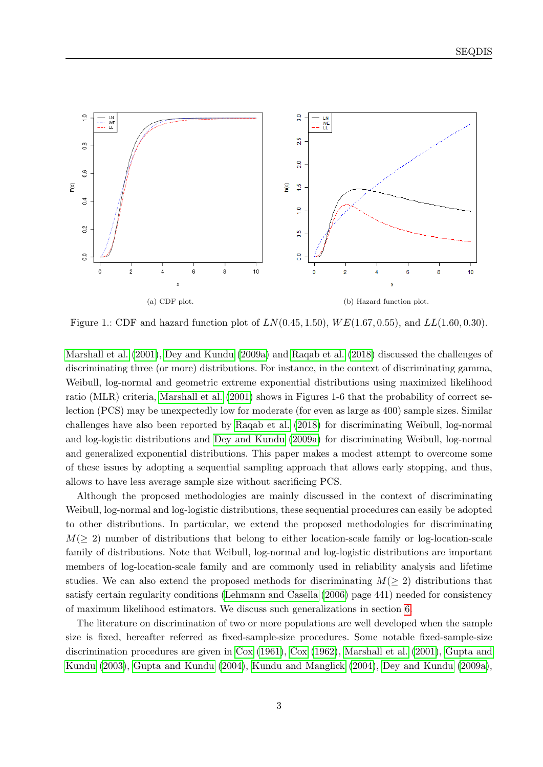(a) CDF plot.

(b) Hazard function plot.

Figure 1.: CDF and hazard function plot of $LN(0.45, 1.50)$, $WE(1.67, 0.55)$, and $LL(1.60, 0.30)$.

Marshall et al. (2001), Dey and Kundu (2009a) and Raqab et al. (2018) discussed the challenges of discriminating three (or more) distributions. For instance, in the context of discriminating gamma, Weibull, log-normal and geometric extreme exponential distributions using maximized likelihood ratio (MLR) criteria, Marshall et al. (2001) shows in Figures 1-6 that the probability of correct selection (PCS) may be unexpectedly low for moderate (for even as large as 400) sample sizes. Similar challenges have also been reported by Raqab et al. (2018) for discriminating Weibull, log-normal and log-logistic distributions and Dey and Kundu (2009a) for discriminating Weibull, log-normal and generalized exponential distributions. This paper makes a modest attempt to overcome some of these issues by adopting a sequential sampling approach that allows early stopping, and thus, allows to have less average sample size without sacrificing PCS.

Although the proposed methodologies are mainly discussed in the context of discriminating Weibull, log-normal and log-logistic distributions, these sequential procedures can easily be adopted to other distributions. In particular, we extend the proposed methodologies for discriminating $M(\geq 2)$ number of distributions that belong to either location-scale family or log-location-scale family of distributions. Note that Weibull, log-normal and log-logistic distributions are important members of log-location-scale family and are commonly used in reliability analysis and lifetime studies. We can also extend the proposed methods for discriminating $M(\geq 2)$ distributions that satisfy certain regularity conditions (Lehmann and Casella (2006) page 441) needed for consistency of maximum likelihood estimators. We discuss such generalizations in section 6.

The literature on discrimination of two or more populations are well developed when the sample size is fixed, hereafter referred as fixed-sample-size procedures. Some notable fixed-sample-size discrimination procedures are given in Cox (1961), Cox (1962), Marshall et al. (2001), Gupta and Kundu (2003), Gupta and Kundu (2004), Kundu and Manglick (2004), Dey and Kundu (2009a),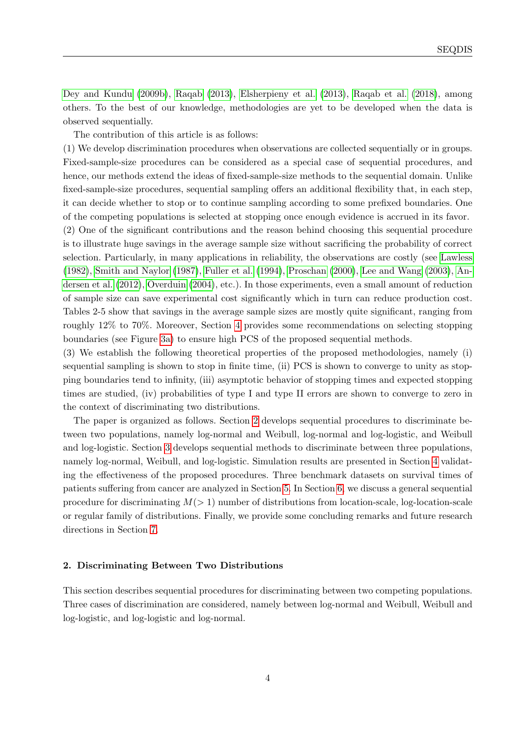Dey and Kundu (2009b), Raqab (2013), Elsherpieny et al. (2013), Raqab et al. (2018), among others. To the best of our knowledge, methodologies are yet to be developed when the data is observed sequentially.

The contribution of this article is as follows:

(1) We develop discrimination procedures when observations are collected sequentially or in groups. Fixed-sample-size procedures can be considered as a special case of sequential procedures, and hence, our methods extend the ideas of fixed-sample-size methods to the sequential domain. Unlike fixed-sample-size procedures, sequential sampling offers an additional flexibility that, in each step, it can decide whether to stop or to continue sampling according to some prefixed boundaries. One of the competing populations is selected at stopping once enough evidence is accrued in its favor.

(2) One of the significant contributions and the reason behind choosing this sequential procedure is to illustrate huge savings in the average sample size without sacrificing the probability of correct selection. Particularly, in many applications in reliability, the observations are costly (see Lawless (1982), Smith and Naylor (1987), Fuller et al. (1994), Proschan (2000), Lee and Wang (2003), Andersen et al. (2012), Overduin (2004), etc.). In those experiments, even a small amount of reduction of sample size can save experimental cost significantly which in turn can reduce production cost. Tables 2-5 show that savings in the average sample sizes are mostly quite significant, ranging from roughly 12% to 70%. Moreover, Section 4 provides some recommendations on selecting stopping boundaries (see Figure 3a) to ensure high PCS of the proposed sequential methods.

(3) We establish the following theoretical properties of the proposed methodologies, namely (i) sequential sampling is shown to stop in finite time, (ii) PCS is shown to converge to unity as stopping boundaries tend to infinity, (iii) asymptotic behavior of stopping times and expected stopping times are studied, (iv) probabilities of type I and type II errors are shown to converge to zero in the context of discriminating two distributions.

The paper is organized as follows. Section 2 develops sequential procedures to discriminate between two populations, namely log-normal and Weibull, log-normal and log-logistic, and Weibull and log-logistic. Section 3 develops sequential methods to discriminate between three populations, namely log-normal, Weibull, and log-logistic. Simulation results are presented in Section 4 validating the effectiveness of the proposed procedures. Three benchmark datasets on survival times of patients suffering from cancer are analyzed in Section 5. In Section 6, we discuss a general sequential procedure for discriminating $M(> 1)$ number of distributions from location-scale, log-location-scale or regular family of distributions. Finally, we provide some concluding remarks and future research directions in Section 7.

## 2. Discriminating Between Two Distributions

This section describes sequential procedures for discriminating between two competing populations. Three cases of discrimination are considered, namely between log-normal and Weibull, Weibull and log-logistic, and log-logistic and log-normal.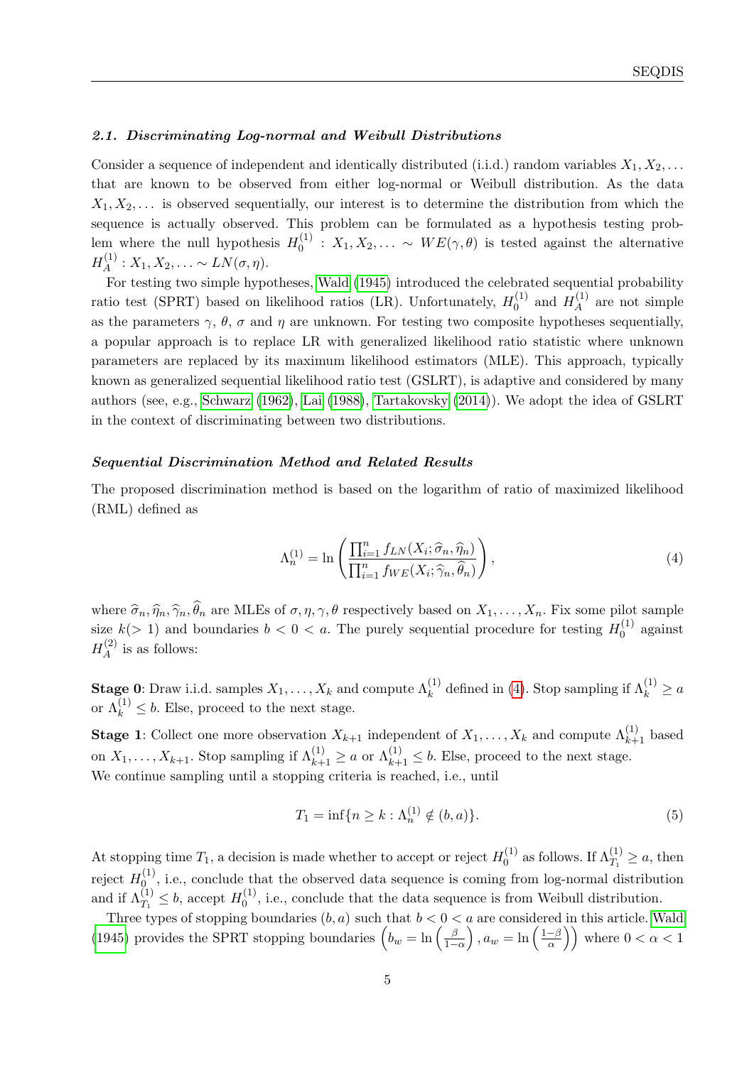### *2.1. Discriminating Log-normal and Weibull Distributions*

Consider a sequence of independent and identically distributed (i.i.d.) random variables $X_1, X_2, \ldots$ that are known to be observed from either log-normal or Weibull distribution. As the data $X_1, X_2, \ldots$ is observed sequentially, our interest is to determine the distribution from which the sequence is actually observed. This problem can be formulated as a hypothesis testing problem where the null hypothesis $H_0^{(1)} : X_1, X_2, \ldots \sim WE(\gamma, \theta)$ is tested against the alternative $H_A^{(1)} : X_1, X_2, \ldots \sim LN(\sigma, \eta)$.

For testing two simple hypotheses, Wald (1945) introduced the celebrated sequential probability ratio test (SPRT) based on likelihood ratios (LR). Unfortunately, $H_0^{(1)}$ and $H_A^{(1)}$ are not simple as the parameters $\gamma$, $\theta$, $\sigma$ and $\eta$ are unknown. For testing two composite hypotheses sequentially, a popular approach is to replace LR with generalized likelihood ratio statistic where unknown parameters are replaced by its maximum likelihood estimators (MLE). This approach, typically known as generalized sequential likelihood ratio test (GSLRT), is adaptive and considered by many authors (see, e.g., Schwarz (1962), Lai (1988), Tartakovsky (2014)). We adopt the idea of GSLRT in the context of discriminating between two distributions.

***Sequential Discrimination Method and Related Results***

The proposed discrimination method is based on the logarithm of ratio of maximized likelihood (RML) defined as

$$\Lambda_n^{(1)} = \ln\left(\frac{\prod_{i=1}^{n} f_{LN}(X_i; \widehat{\sigma}_n, \widehat{\eta}_n)}{\prod_{i=1}^{n} f_{WE}(X_i; \widehat{\gamma}_n, \widehat{\theta}_n)}\right), \tag{4}$$

where $\widehat{\sigma}_n, \widehat{\eta}_n, \widehat{\gamma}_n, \widehat{\theta}_n$ are MLEs of $\sigma, \eta, \gamma, \theta$ respectively based on $X_1, \ldots, X_n$. Fix some pilot sample size $k (> 1)$ and boundaries $b < 0 < a$. The purely sequential procedure for testing $H_0^{(1)}$ against $H_A^{(2)}$ is as follows:

**Stage 0**: Draw i.i.d. samples $X_1, \ldots, X_k$ and compute $\Lambda_k^{(1)}$ defined in (4). Stop sampling if $\Lambda_k^{(1)} \geq a$ or $\Lambda_k^{(1)} \leq b$. Else, proceed to the next stage.

**Stage 1**: Collect one more observation $X_{k+1}$ independent of $X_1, \ldots, X_k$ and compute $\Lambda_{k+1}^{(1)}$ based on $X_1, \ldots, X_{k+1}$. Stop sampling if $\Lambda_{k+1}^{(1)} \geq a$ or $\Lambda_{k+1}^{(1)} \leq b$. Else, proceed to the next stage.
We continue sampling until a stopping criteria is reached, i.e., until

$$T_1 = \inf\{n \geq k : \Lambda_n^{(1)} \notin (b, a)\}. \tag{5}$$

At stopping time $T_1$, a decision is made whether to accept or reject $H_0^{(1)}$ as follows. If $\Lambda_{T_1}^{(1)} \geq a$, then reject $H_0^{(1)}$, i.e., conclude that the observed data sequence is coming from log-normal distribution and if $\Lambda_{T_1}^{(1)} \leq b$, accept $H_0^{(1)}$, i.e., conclude that the data sequence is from Weibull distribution.

Three types of stopping boundaries $(b, a)$ such that $b < 0 < a$ are considered in this article. Wald (1945) provides the SPRT stopping boundaries $\left(b_w = \ln\left(\frac{\beta}{1-\alpha}\right), a_w = \ln\left(\frac{1-\beta}{\alpha}\right)\right)$ where $0 < \alpha < 1$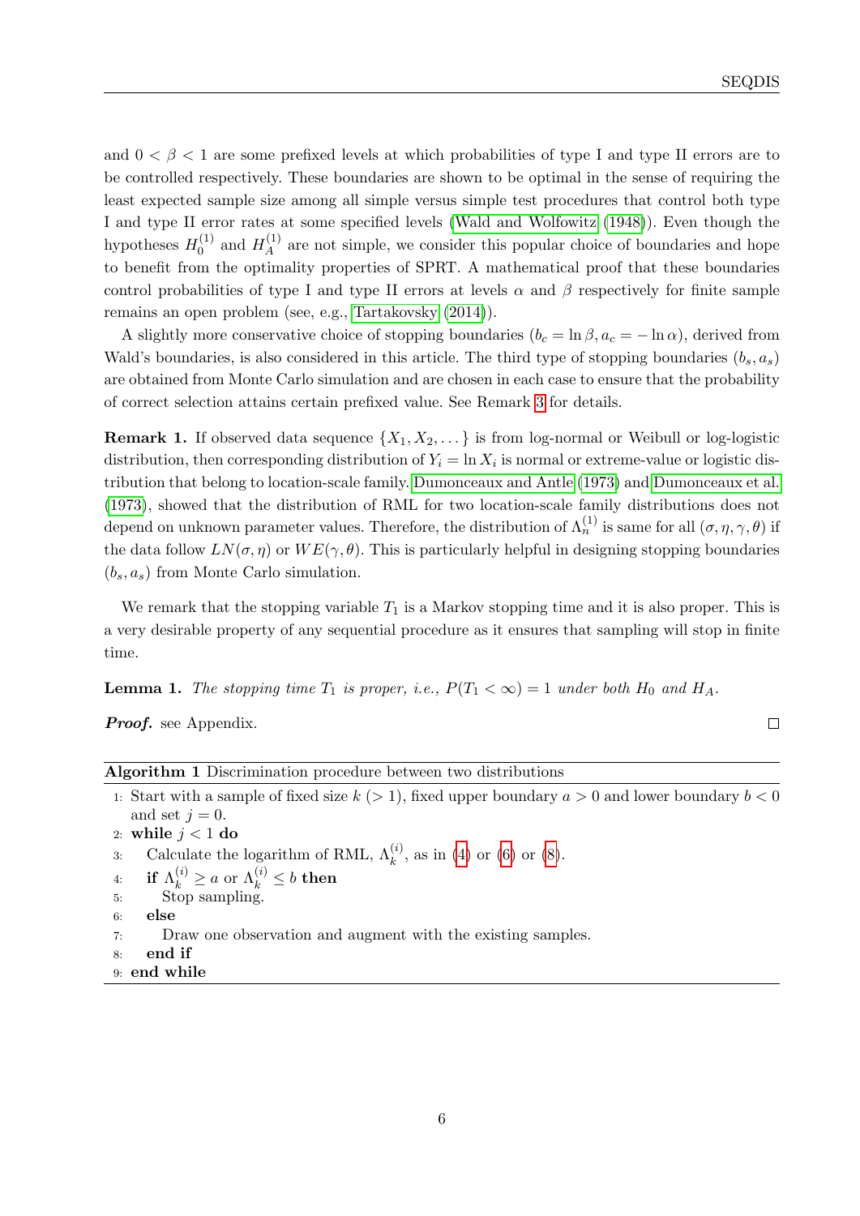and $0 < \beta < 1$ are some prefixed levels at which probabilities of type I and type II errors are to be controlled respectively. These boundaries are shown to be optimal in the sense of requiring the least expected sample size among all simple versus simple test procedures that control both type I and type II error rates at some specified levels (Wald and Wolfowitz (1948)). Even though the hypotheses $H_0^{(1)}$ and $H_A^{(1)}$ are not simple, we consider this popular choice of boundaries and hope to benefit from the optimality properties of SPRT. A mathematical proof that these boundaries control probabilities of type I and type II errors at levels $\alpha$ and $\beta$ respectively for finite sample remains an open problem (see, e.g., Tartakovsky (2014)).

A slightly more conservative choice of stopping boundaries ($b_c = \ln \beta, a_c = -\ln \alpha$), derived from Wald's boundaries, is also considered in this article. The third type of stopping boundaries $(b_s, a_s)$ are obtained from Monte Carlo simulation and are chosen in each case to ensure that the probability of correct selection attains certain prefixed value. See Remark 3 for details.

**Remark 1.** If observed data sequence $\{X_1, X_2, \dots\}$ is from log-normal or Weibull or log-logistic distribution, then corresponding distribution of $Y_i = \ln X_i$ is normal or extreme-value or logistic distribution that belong to location-scale family. Dumonceaux and Antle (1973) and Dumonceaux et al. (1973), showed that the distribution of RML for two location-scale family distributions does not depend on unknown parameter values. Therefore, the distribution of $\Lambda_n^{(1)}$ is same for all $(\sigma, \eta, \gamma, \theta)$ if the data follow $LN(\sigma, \eta)$ or $WE(\gamma, \theta)$. This is particularly helpful in designing stopping boundaries $(b_s, a_s)$ from Monte Carlo simulation.

We remark that the stopping variable $T_1$ is a Markov stopping time and it is also proper. This is a very desirable property of any sequential procedure as it ensures that sampling will stop in finite time.

**Lemma 1.** *The stopping time $T_1$ is proper, i.e., $P(T_1 < \infty) = 1$ under both $H_0$ and $H_A$.*

***Proof.*** see Appendix. □

**Algorithm 1** Discrimination procedure between two distributions

```
1: Start with a sample of fixed size k (> 1), fixed upper boundary a > 0 and lower boundary b < 0
   and set j = 0.
2: while j < 1 do
3:   Calculate the logarithm of RML, Λ_k^(i), as in (4) or (6) or (8).
4:   if Λ_k^(i) ≥ a or Λ_k^(i) ≤ b then
5:     Stop sampling.
6:   else
7:     Draw one observation and augment with the existing samples.
8:   end if
9: end while
```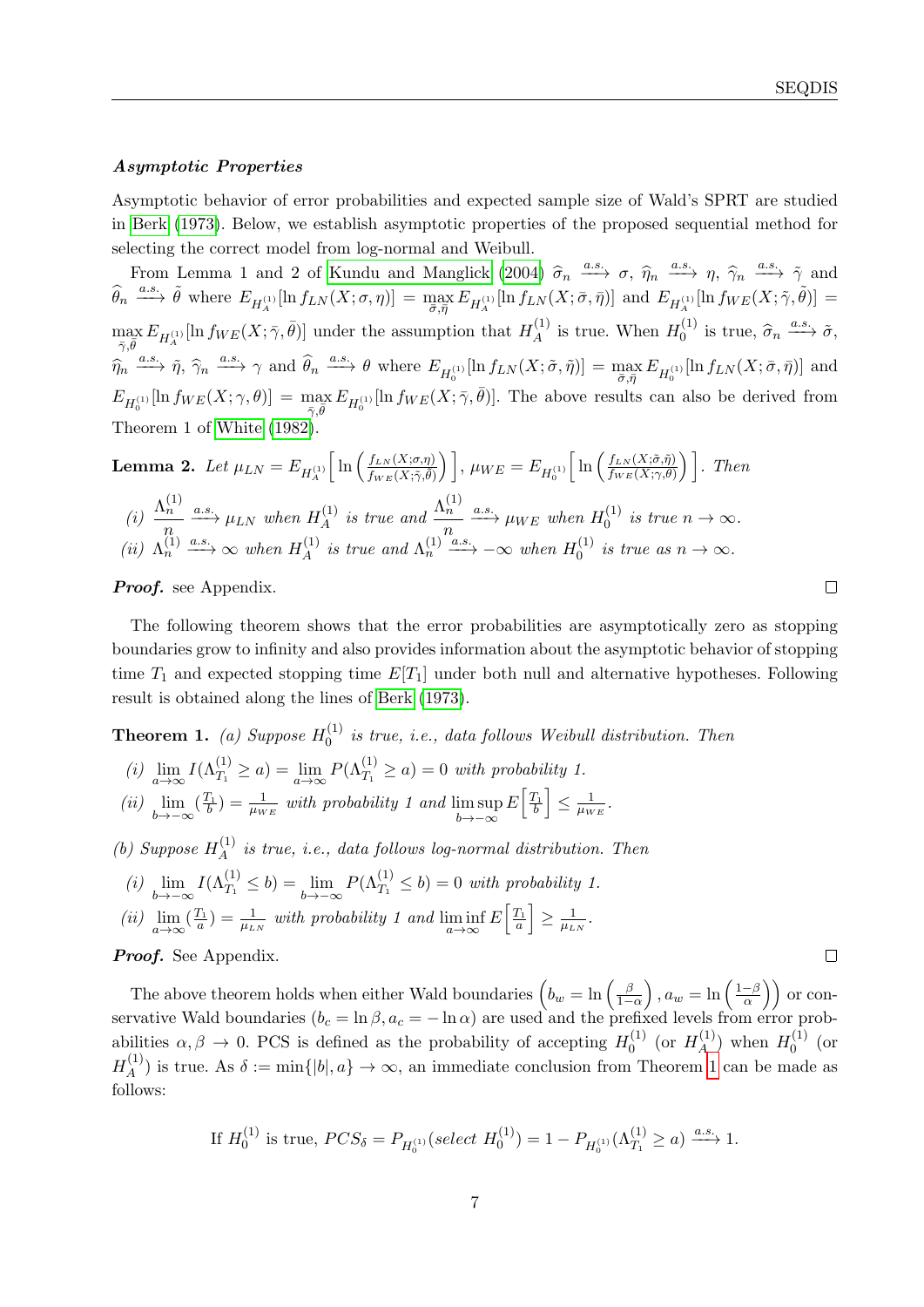***Asymptotic Properties***

Asymptotic behavior of error probabilities and expected sample size of Wald's SPRT are studied in Berk (1973). Below, we establish asymptotic properties of the proposed sequential method for selecting the correct model from log-normal and Weibull.

From Lemma 1 and 2 of Kundu and Manglick (2004) $\widehat{\sigma}_n \xrightarrow{a.s.} \sigma$, $\widehat{\eta}_n \xrightarrow{a.s.} \eta$, $\widehat{\gamma}_n \xrightarrow{a.s.} \tilde{\gamma}$ and $\widehat{\theta}_n \xrightarrow{a.s.} \tilde{\theta}$ where $E_{H_A^{(1)}}[\ln f_{LN}(X;\sigma,\eta)] = \max_{\bar{\sigma},\bar{\eta}} E_{H_A^{(1)}}[\ln f_{LN}(X;\bar{\sigma},\bar{\eta})]$ and $E_{H_A^{(1)}}[\ln f_{WE}(X;\tilde{\gamma},\tilde{\theta})] = \max_{\bar{\gamma},\bar{\theta}} E_{H_A^{(1)}}[\ln f_{WE}(X;\bar{\gamma},\bar{\theta})]$ under the assumption that $H_A^{(1)}$ is true. When $H_0^{(1)}$ is true, $\widehat{\sigma}_n \xrightarrow{a.s.} \tilde{\sigma}$, $\widehat{\eta}_n \xrightarrow{a.s.} \tilde{\eta}$, $\widehat{\gamma}_n \xrightarrow{a.s.} \gamma$ and $\widehat{\theta}_n \xrightarrow{a.s.} \theta$ where $E_{H_0^{(1)}}[\ln f_{LN}(X;\tilde{\sigma},\tilde{\eta})] = \max_{\bar{\sigma},\bar{\eta}} E_{H_0^{(1)}}[\ln f_{LN}(X;\bar{\sigma},\bar{\eta})]$ and $E_{H_0^{(1)}}[\ln f_{WE}(X;\gamma,\theta)] = \max_{\bar{\gamma},\bar{\theta}} E_{H_0^{(1)}}[\ln f_{WE}(X;\bar{\gamma},\bar{\theta})]$. The above results can also be derived from Theorem 1 of White (1982).

**Lemma 2.** *Let* $\mu_{LN} = E_{H_A^{(1)}}\Big[\ln\Big(\frac{f_{LN}(X;\sigma,\eta)}{f_{WE}(X;\tilde{\gamma},\tilde{\theta})}\Big)\Big]$, $\mu_{WE} = E_{H_0^{(1)}}\Big[\ln\Big(\frac{f_{LN}(X;\tilde{\sigma},\tilde{\eta})}{f_{WE}(X;\gamma,\theta)}\Big)\Big]$. *Then*

*(i)* $\frac{\Lambda_n^{(1)}}{n} \xrightarrow{a.s.} \mu_{LN}$ *when* $H_A^{(1)}$ *is true and* $\frac{\Lambda_n^{(1)}}{n} \xrightarrow{a.s.} \mu_{WE}$ *when* $H_0^{(1)}$ *is true* $n \to \infty$.

*(ii)* $\Lambda_n^{(1)} \xrightarrow{a.s.} \infty$ *when* $H_A^{(1)}$ *is true and* $\Lambda_n^{(1)} \xrightarrow{a.s.} -\infty$ *when* $H_0^{(1)}$ *is true as* $n \to \infty$.

***Proof.*** see Appendix. □

The following theorem shows that the error probabilities are asymptotically zero as stopping boundaries grow to infinity and also provides information about the asymptotic behavior of stopping time $T_1$ and expected stopping time $E[T_1]$ under both null and alternative hypotheses. Following result is obtained along the lines of Berk (1973).

**Theorem 1.** *(a) Suppose* $H_0^{(1)}$ *is true, i.e., data follows Weibull distribution. Then*

*(i)* $\lim_{a\to\infty} I(\Lambda_{T_1}^{(1)} \geq a) = \lim_{a\to\infty} P(\Lambda_{T_1}^{(1)} \geq a) = 0$ *with probability 1.*

*(ii)* $\lim_{b\to-\infty} (\frac{T_1}{b}) = \frac{1}{\mu_{WE}}$ *with probability 1 and* $\limsup_{b\to-\infty} E\Big[\frac{T_1}{b}\Big] \leq \frac{1}{\mu_{WE}}$.

*(b) Suppose* $H_A^{(1)}$ *is true, i.e., data follows log-normal distribution. Then*

*(i)* $\lim_{b\to-\infty} I(\Lambda_{T_1}^{(1)} \leq b) = \lim_{b\to-\infty} P(\Lambda_{T_1}^{(1)} \leq b) = 0$ *with probability 1.*

*(ii)* $\lim_{a\to\infty} (\frac{T_1}{a}) = \frac{1}{\mu_{LN}}$ *with probability 1 and* $\liminf_{a\to\infty} E\Big[\frac{T_1}{a}\Big] \geq \frac{1}{\mu_{LN}}$.

***Proof.*** See Appendix. □

The above theorem holds when either Wald boundaries $\Big(b_w = \ln\Big(\frac{\beta}{1-\alpha}\Big), a_w = \ln\Big(\frac{1-\beta}{\alpha}\Big)\Big)$ or conservative Wald boundaries ($b_c = \ln\beta, a_c = -\ln\alpha$) are used and the prefixed levels from error probabilities $\alpha, \beta \to 0$. PCS is defined as the probability of accepting $H_0^{(1)}$ (or $H_A^{(1)}$) when $H_0^{(1)}$ (or $H_A^{(1)}$) is true. As $\delta := \min\{|b|, a\} \to \infty$, an immediate conclusion from Theorem 1 can be made as follows:

$$\text{If } H_0^{(1)} \text{ is true, } PCS_\delta = P_{H_0^{(1)}}(select\ H_0^{(1)}) = 1 - P_{H_0^{(1)}}(\Lambda_{T_1}^{(1)} \geq a) \xrightarrow{a.s.} 1.$$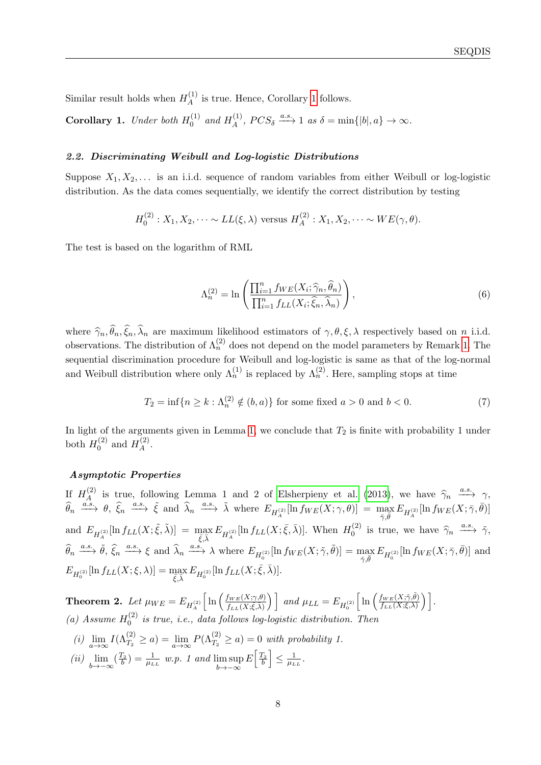Similar result holds when $H_A^{(1)}$ is true. Hence, Corollary 1 follows.

**Corollary 1.** *Under both $H_0^{(1)}$ and $H_A^{(1)}$, $PCS_\delta \xrightarrow{a.s.} 1$ as $\delta = \min\{|b|, a\} \to \infty$.*

### *2.2. Discriminating Weibull and Log-logistic Distributions*

Suppose $X_1, X_2, \dots$ is an i.i.d. sequence of random variables from either Weibull or log-logistic distribution. As the data comes sequentially, we identify the correct distribution by testing

$$H_0^{(2)} : X_1, X_2, \dots \sim LL(\xi, \lambda) \text{ versus } H_A^{(2)} : X_1, X_2, \dots \sim WE(\gamma, \theta).$$

The test is based on the logarithm of RML

$$\Lambda_n^{(2)} = \ln\left(\frac{\prod_{i=1}^n f_{WE}(X_i; \widehat{\gamma}_n, \widehat{\theta}_n)}{\prod_{i=1}^n f_{LL}(X_i; \widehat{\xi}_n, \widehat{\lambda}_n)}\right), \tag{6}$$

where $\widehat{\gamma}_n, \widehat{\theta}_n, \widehat{\xi}_n, \widehat{\lambda}_n$ are maximum likelihood estimators of $\gamma, \theta, \xi, \lambda$ respectively based on $n$ i.i.d. observations. The distribution of $\Lambda_n^{(2)}$ does not depend on the model parameters by Remark 1. The sequential discrimination procedure for Weibull and log-logistic is same as that of the log-normal and Weibull distribution where only $\Lambda_n^{(1)}$ is replaced by $\Lambda_n^{(2)}$. Here, sampling stops at time

$$T_2 = \inf\{n \geq k : \Lambda_n^{(2)} \notin (b, a)\} \text{ for some fixed } a > 0 \text{ and } b < 0. \tag{7}$$

In light of the arguments given in Lemma 1, we conclude that $T_2$ is finite with probability 1 under both $H_0^{(2)}$ and $H_A^{(2)}$.

#### *Asymptotic Properties*

If $H_A^{(2)}$ is true, following Lemma 1 and 2 of Elsherpieny et al. (2013), we have $\widehat{\gamma}_n \xrightarrow{a.s.} \gamma$, $\widehat{\theta}_n \xrightarrow{a.s.} \theta$, $\widehat{\xi}_n \xrightarrow{a.s.} \tilde{\xi}$ and $\widehat{\lambda}_n \xrightarrow{a.s.} \tilde{\lambda}$ where $E_{H_A^{(2)}}[\ln f_{WE}(X; \gamma, \theta)] = \max_{\bar{\gamma}, \bar{\theta}} E_{H_A^{(2)}}[\ln f_{WE}(X; \bar{\gamma}, \bar{\theta})]$ and $E_{H_A^{(2)}}[\ln f_{LL}(X; \tilde{\xi}, \tilde{\lambda})] = \max_{\bar{\xi}, \bar{\lambda}} E_{H_A^{(2)}}[\ln f_{LL}(X; \bar{\xi}, \bar{\lambda})]$. When $H_0^{(2)}$ is true, we have $\widehat{\gamma}_n \xrightarrow{a.s.} \tilde{\gamma}$, $\widehat{\theta}_n \xrightarrow{a.s.} \tilde{\theta}$, $\widehat{\xi}_n \xrightarrow{a.s.} \xi$ and $\widehat{\lambda}_n \xrightarrow{a.s.} \lambda$ where $E_{H_0^{(2)}}[\ln f_{WE}(X; \tilde{\gamma}, \tilde{\theta})] = \max_{\bar{\gamma}, \bar{\theta}} E_{H_0^{(2)}}[\ln f_{WE}(X; \bar{\gamma}, \bar{\theta})]$ and $E_{H_0^{(2)}}[\ln f_{LL}(X; \xi, \lambda)] = \max_{\bar{\xi}, \bar{\lambda}} E_{H_0^{(2)}}[\ln f_{LL}(X; \bar{\xi}, \bar{\lambda})]$.

**Theorem 2.** *Let $\mu_{WE} = E_{H_A^{(2)}}\left[\ln\left(\frac{f_{WE}(X;\gamma,\theta)}{f_{LL}(X;\tilde{\xi},\tilde{\lambda})}\right)\right]$ and $\mu_{LL} = E_{H_0^{(2)}}\left[\ln\left(\frac{f_{WE}(X;\tilde{\gamma},\tilde{\theta})}{f_{LL}(X;\xi,\lambda)}\right)\right]$.*

*(a) Assume $H_0^{(2)}$ is true, i.e., data follows log-logistic distribution. Then*

*(i) $\lim_{a\to\infty} I(\Lambda_{T_2}^{(2)} \geq a) = \lim_{a\to\infty} P(\Lambda_{T_2}^{(2)} \geq a) = 0$ with probability 1.*

*(ii) $\lim_{b\to-\infty} (\frac{T_2}{b}) = \frac{1}{\mu_{LL}}$ w.p. 1 and $\limsup_{b\to-\infty} E\left[\frac{T_2}{b}\right] \leq \frac{1}{\mu_{LL}}$.*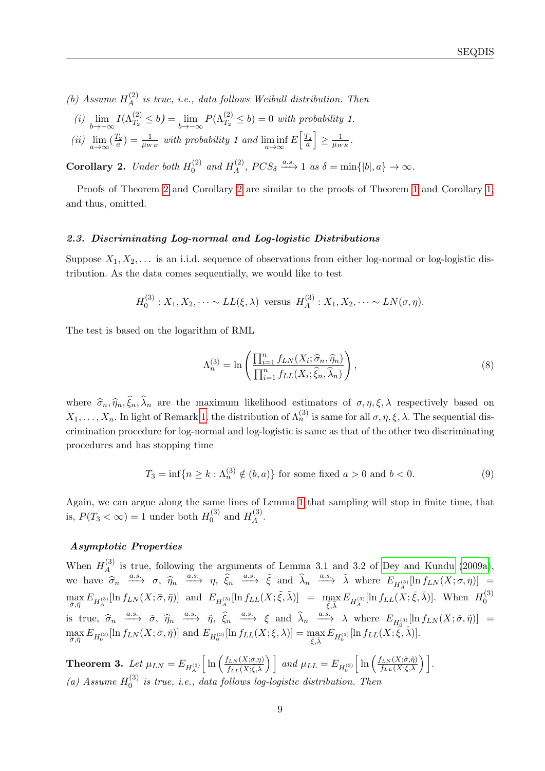*(b) Assume $H_A^{(2)}$ is true, i.e., data follows Weibull distribution. Then*

*(i)* $\lim_{b\to-\infty} I(\Lambda_{T_2}^{(2)} \le b) = \lim_{b\to-\infty} P(\Lambda_{T_2}^{(2)} \le b) = 0$ *with probability 1.*

*(ii)* $\lim_{a\to\infty} (\frac{T_2}{a}) = \frac{1}{\mu_{WE}}$ *with probability 1 and* $\liminf_{a\to\infty} E\Big[\frac{T_2}{a}\Big] \ge \frac{1}{\mu_{WE}}$.

**Corollary 2.** *Under both $H_0^{(2)}$ and $H_A^{(2)}$, $PCS_\delta \xrightarrow{a.s.} 1$ as $\delta = \min\{|b|, a\} \to \infty$.*

Proofs of Theorem 2 and Corollary 2 are similar to the proofs of Theorem 1 and Corollary 1, and thus, omitted.

### *2.3. Discriminating Log-normal and Log-logistic Distributions*

Suppose $X_1, X_2, \dots$ is an i.i.d. sequence of observations from either log-normal or log-logistic distribution. As the data comes sequentially, we would like to test

$$H_0^{(3)} : X_1, X_2, \dots \sim LL(\xi, \lambda) \text{ versus } H_A^{(3)} : X_1, X_2, \dots \sim LN(\sigma, \eta).$$

The test is based on the logarithm of RML

$$\Lambda_n^{(3)} = \ln\left(\frac{\prod_{i=1}^n f_{LN}(X_i; \widehat{\sigma}_n, \widehat{\eta}_n)}{\prod_{i=1}^n f_{LL}(X_i; \widehat{\xi}_n, \widehat{\lambda}_n)}\right), \tag{8}$$

where $\widehat{\sigma}_n, \widehat{\eta}_n, \widehat{\xi}_n, \widehat{\lambda}_n$ are the maximum likelihood estimators of $\sigma, \eta, \xi, \lambda$ respectively based on $X_1, \dots, X_n$. In light of Remark 1, the distribution of $\Lambda_n^{(3)}$ is same for all $\sigma, \eta, \xi, \lambda$. The sequential discrimination procedure for log-normal and log-logistic is same as that of the other two discriminating procedures and has stopping time

$$T_3 = \inf\{n \ge k : \Lambda_n^{(3)} \notin (b, a)\} \text{ for some fixed } a > 0 \text{ and } b < 0. \tag{9}$$

Again, we can argue along the same lines of Lemma 1 that sampling will stop in finite time, that is, $P(T_3 < \infty) = 1$ under both $H_0^{(3)}$ and $H_A^{(3)}$.

#### *Asymptotic Properties*

When $H_A^{(3)}$ is true, following the arguments of Lemma 3.1 and 3.2 of Dey and Kundu (2009a), we have $\widehat{\sigma}_n \xrightarrow{a.s.} \sigma$, $\widehat{\eta}_n \xrightarrow{a.s.} \eta$, $\widehat{\xi}_n \xrightarrow{a.s.} \tilde{\xi}$ and $\widehat{\lambda}_n \xrightarrow{a.s.} \tilde{\lambda}$ where $E_{H_A^{(3)}}[\ln f_{LN}(X;\sigma,\eta)] = \max_{\bar{\sigma},\bar{\eta}} E_{H_A^{(3)}}[\ln f_{LN}(X;\bar{\sigma},\bar{\eta})]$ and $E_{H_A^{(3)}}[\ln f_{LL}(X;\tilde{\xi},\tilde{\lambda})] = \max_{\bar{\xi},\bar{\lambda}} E_{H_A^{(3)}}[\ln f_{LL}(X;\bar{\xi},\bar{\lambda})]$. When $H_0^{(3)}$ is true, $\widehat{\sigma}_n \xrightarrow{a.s.} \tilde{\sigma}$, $\widehat{\eta}_n \xrightarrow{a.s.} \tilde{\eta}$, $\widehat{\xi}_n \xrightarrow{a.s.} \xi$ and $\widehat{\lambda}_n \xrightarrow{a.s.} \lambda$ where $E_{H_0^{(3)}}[\ln f_{LN}(X;\tilde{\sigma},\tilde{\eta})] = \max_{\bar{\sigma},\bar{\eta}} E_{H_0^{(3)}}[\ln f_{LN}(X;\bar{\sigma},\bar{\eta})]$ and $E_{H_0^{(3)}}[\ln f_{LL}(X;\xi,\lambda)] = \max_{\bar{\xi},\bar{\lambda}} E_{H_0^{(3)}}[\ln f_{LL}(X;\bar{\xi},\bar{\lambda})]$.

**Theorem 3.** *Let* $\mu_{LN} = E_{H_A^{(3)}}\Big[\ln\Big(\frac{f_{LN}(X;\sigma,\eta)}{f_{LL}(X;\tilde{\xi},\tilde{\lambda})}\Big)\Big]$ *and* $\mu_{LL} = E_{H_0^{(3)}}\Big[\ln\Big(\frac{f_{LN}(X;\tilde{\sigma},\tilde{\eta})}{f_{LL}(X;\xi,\lambda)}\Big)\Big]$.

*(a) Assume $H_0^{(3)}$ is true, i.e., data follows log-logistic distribution. Then*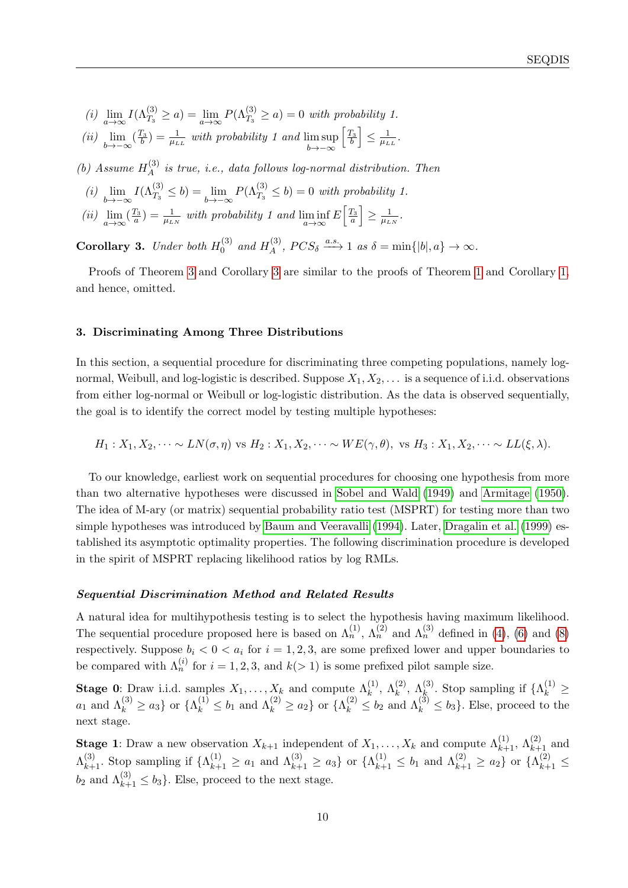(i) $\lim_{a\to\infty} I(\Lambda^{(3)}_{T_3} \geq a) = \lim_{a\to\infty} P(\Lambda^{(3)}_{T_3} \geq a) = 0$ *with probability 1.*

(ii) $\lim_{b\to-\infty} (\frac{T_3}{b}) = \frac{1}{\mu_{LL}}$ *with probability 1 and* $\limsup_{b\to-\infty} \left[\frac{T_3}{b}\right] \leq \frac{1}{\mu_{LL}}$.

*(b) Assume $H^{(3)}_A$ is true, i.e., data follows log-normal distribution. Then*

(i) $\lim_{b\to-\infty} I(\Lambda^{(3)}_{T_3} \leq b) = \lim_{b\to-\infty} P(\Lambda^{(3)}_{T_3} \leq b) = 0$ *with probability 1.*

(ii) $\lim_{a\to\infty} (\frac{T_3}{a}) = \frac{1}{\mu_{LN}}$ *with probability 1 and* $\liminf_{a\to\infty} E\left[\frac{T_3}{a}\right] \geq \frac{1}{\mu_{LN}}$.

**Corollary 3.** *Under both $H^{(3)}_0$ and $H^{(3)}_A$, $PCS_\delta \xrightarrow{a.s.} 1$ as $\delta = \min\{|b|, a\} \to \infty$.*

Proofs of Theorem 3 and Corollary 3 are similar to the proofs of Theorem 1 and Corollary 1, and hence, omitted.

### 3. Discriminating Among Three Distributions

In this section, a sequential procedure for discriminating three competing populations, namely log-normal, Weibull, and log-logistic is described. Suppose $X_1, X_2, \dots$ is a sequence of i.i.d. observations from either log-normal or Weibull or log-logistic distribution. As the data is observed sequentially, the goal is to identify the correct model by testing multiple hypotheses:

$$H_1 : X_1, X_2, \dots \sim LN(\sigma, \eta) \text{ vs } H_2 : X_1, X_2, \dots \sim WE(\gamma, \theta), \text{ vs } H_3 : X_1, X_2, \dots \sim LL(\xi, \lambda).$$

To our knowledge, earliest work on sequential procedures for choosing one hypothesis from more than two alternative hypotheses were discussed in Sobel and Wald (1949) and Armitage (1950). The idea of M-ary (or matrix) sequential probability ratio test (MSPRT) for testing more than two simple hypotheses was introduced by Baum and Veeravalli (1994). Later, Dragalin et al. (1999) established its asymptotic optimality properties. The following discrimination procedure is developed in the spirit of MSPRT replacing likelihood ratios by log RMLs.

#### *Sequential Discrimination Method and Related Results*

A natural idea for multihypothesis testing is to select the hypothesis having maximum likelihood. The sequential procedure proposed here is based on $\Lambda^{(1)}_n$, $\Lambda^{(2)}_n$ and $\Lambda^{(3)}_n$ defined in (4), (6) and (8) respectively. Suppose $b_i < 0 < a_i$ for $i = 1, 2, 3$, are some prefixed lower and upper boundaries to be compared with $\Lambda^{(i)}_n$ for $i = 1, 2, 3$, and $k(> 1)$ is some prefixed pilot sample size.

**Stage 0**: Draw i.i.d. samples $X_1, \dots, X_k$ and compute $\Lambda^{(1)}_k$, $\Lambda^{(2)}_k$, $\Lambda^{(3)}_k$. Stop sampling if $\{\Lambda^{(1)}_k \geq a_1$ and $\Lambda^{(3)}_k \geq a_3\}$ or $\{\Lambda^{(1)}_k \leq b_1$ and $\Lambda^{(2)}_k \geq a_2\}$ or $\{\Lambda^{(2)}_k \leq b_2$ and $\Lambda^{(3)}_k \leq b_3\}$. Else, proceed to the next stage.

**Stage 1**: Draw a new observation $X_{k+1}$ independent of $X_1, \dots, X_k$ and compute $\Lambda^{(1)}_{k+1}$, $\Lambda^{(2)}_{k+1}$ and $\Lambda^{(3)}_{k+1}$. Stop sampling if $\{\Lambda^{(1)}_{k+1} \geq a_1$ and $\Lambda^{(3)}_{k+1} \geq a_3\}$ or $\{\Lambda^{(1)}_{k+1} \leq b_1$ and $\Lambda^{(2)}_{k+1} \geq a_2\}$ or $\{\Lambda^{(2)}_{k+1} \leq b_2$ and $\Lambda^{(3)}_{k+1} \leq b_3\}$. Else, proceed to the next stage.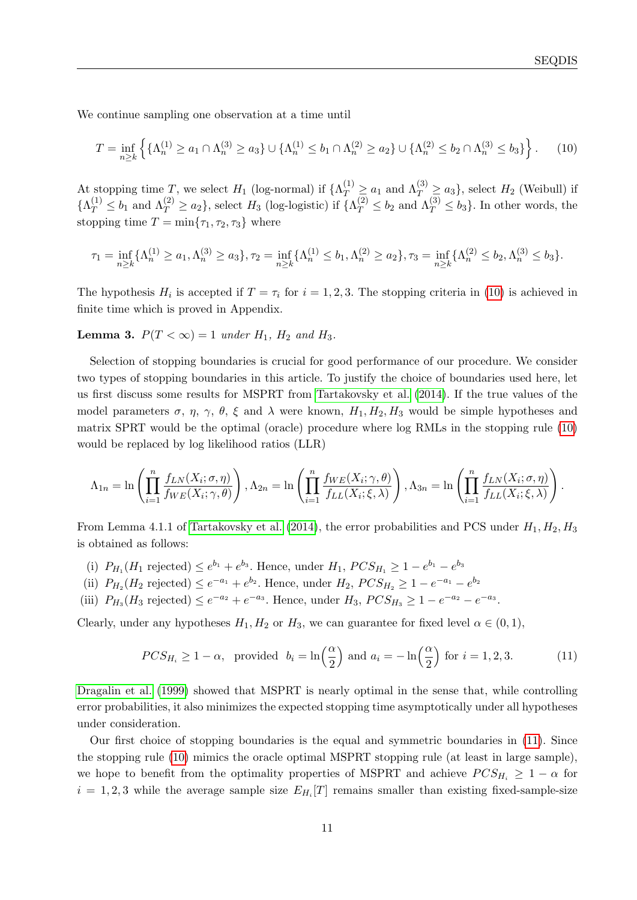We continue sampling one observation at a time until

$$T = \inf_{n \geq k} \left\{ \{\Lambda_n^{(1)} \geq a_1 \cap \Lambda_n^{(3)} \geq a_3\} \cup \{\Lambda_n^{(1)} \leq b_1 \cap \Lambda_n^{(2)} \geq a_2\} \cup \{\Lambda_n^{(2)} \leq b_2 \cap \Lambda_n^{(3)} \leq b_3\} \right\}. \tag{10}$$

At stopping time $T$, we select $H_1$ (log-normal) if $\{\Lambda_T^{(1)} \geq a_1$ and $\Lambda_T^{(3)} \geq a_3\}$, select $H_2$ (Weibull) if $\{\Lambda_T^{(1)} \leq b_1$ and $\Lambda_T^{(2)} \geq a_2\}$, select $H_3$ (log-logistic) if $\{\Lambda_T^{(2)} \leq b_2$ and $\Lambda_T^{(3)} \leq b_3\}$. In other words, the stopping time $T = \min\{\tau_1, \tau_2, \tau_3\}$ where

$$\tau_1 = \inf_{n \geq k}\{\Lambda_n^{(1)} \geq a_1, \Lambda_n^{(3)} \geq a_3\}, \tau_2 = \inf_{n \geq k}\{\Lambda_n^{(1)} \leq b_1, \Lambda_n^{(2)} \geq a_2\}, \tau_3 = \inf_{n \geq k}\{\Lambda_n^{(2)} \leq b_2, \Lambda_n^{(3)} \leq b_3\}.$$

The hypothesis $H_i$ is accepted if $T = \tau_i$ for $i = 1, 2, 3$. The stopping criteria in (10) is achieved in finite time which is proved in Appendix.

**Lemma 3.** *$P(T < \infty) = 1$ under $H_1$, $H_2$ and $H_3$.*

Selection of stopping boundaries is crucial for good performance of our procedure. We consider two types of stopping boundaries in this article. To justify the choice of boundaries used here, let us first discuss some results for MSPRT from Tartakovsky et al. (2014). If the true values of the model parameters $\sigma$, $\eta$, $\gamma$, $\theta$, $\xi$ and $\lambda$ were known, $H_1, H_2, H_3$ would be simple hypotheses and matrix SPRT would be the optimal (oracle) procedure where log RMLs in the stopping rule (10) would be replaced by log likelihood ratios (LLR)

$$\Lambda_{1n} = \ln\left(\prod_{i=1}^{n} \frac{f_{LN}(X_i;\sigma,\eta)}{f_{WE}(X_i;\gamma,\theta)}\right), \Lambda_{2n} = \ln\left(\prod_{i=1}^{n} \frac{f_{WE}(X_i;\gamma,\theta)}{f_{LL}(X_i;\xi,\lambda)}\right), \Lambda_{3n} = \ln\left(\prod_{i=1}^{n} \frac{f_{LN}(X_i;\sigma,\eta)}{f_{LL}(X_i;\xi,\lambda)}\right).$$

From Lemma 4.1.1 of Tartakovsky et al. (2014), the error probabilities and PCS under $H_1, H_2, H_3$ is obtained as follows:

(i) $P_{H_1}(H_1 \text{ rejected}) \leq e^{b_1} + e^{b_3}$. Hence, under $H_1$, $PCS_{H_1} \geq 1 - e^{b_1} - e^{b_3}$

(ii) $P_{H_2}(H_2 \text{ rejected}) \leq e^{-a_1} + e^{b_2}$. Hence, under $H_2$, $PCS_{H_2} \geq 1 - e^{-a_1} - e^{b_2}$

(iii) $P_{H_3}(H_3 \text{ rejected}) \leq e^{-a_2} + e^{-a_3}$. Hence, under $H_3$, $PCS_{H_3} \geq 1 - e^{-a_2} - e^{-a_3}$.

Clearly, under any hypotheses $H_1, H_2$ or $H_3$, we can guarantee for fixed level $\alpha \in (0, 1)$,

$$PCS_{H_i} \geq 1 - \alpha, \text{ provided } b_i = \ln\left(\frac{\alpha}{2}\right) \text{ and } a_i = -\ln\left(\frac{\alpha}{2}\right) \text{ for } i = 1, 2, 3. \tag{11}$$

Dragalin et al. (1999) showed that MSPRT is nearly optimal in the sense that, while controlling error probabilities, it also minimizes the expected stopping time asymptotically under all hypotheses under consideration.

Our first choice of stopping boundaries is the equal and symmetric boundaries in (11). Since the stopping rule (10) mimics the oracle optimal MSPRT stopping rule (at least in large sample), we hope to benefit from the optimality properties of MSPRT and achieve $PCS_{H_i} \geq 1 - \alpha$ for $i = 1, 2, 3$ while the average sample size $E_{H_i}[T]$ remains smaller than existing fixed-sample-size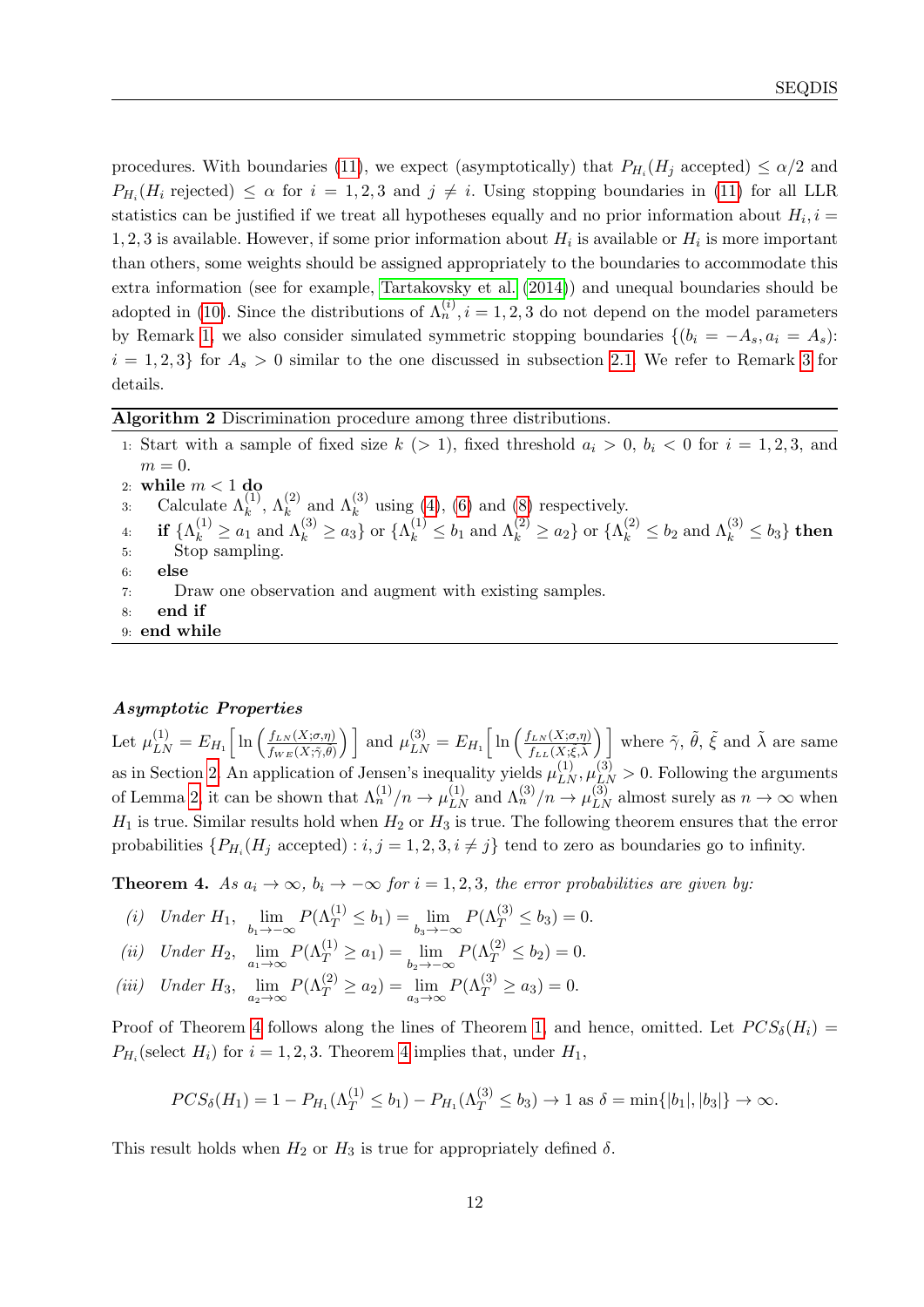procedures. With boundaries (11), we expect (asymptotically) that $P_{H_i}(H_j \text{ accepted}) \leq \alpha/2$ and $P_{H_i}(H_i \text{ rejected}) \leq \alpha$ for $i = 1, 2, 3$ and $j \neq i$. Using stopping boundaries in (11) for all LLR statistics can be justified if we treat all hypotheses equally and no prior information about $H_i, i = 1, 2, 3$ is available. However, if some prior information about $H_i$ is available or $H_i$ is more important than others, some weights should be assigned appropriately to the boundaries to accommodate this extra information (see for example, Tartakovsky et al. (2014)) and unequal boundaries should be adopted in (10). Since the distributions of $\Lambda_n^{(i)}, i = 1, 2, 3$ do not depend on the model parameters by Remark 1, we also consider simulated symmetric stopping boundaries $\{(b_i = -A_s, a_i = A_s)$: $i = 1, 2, 3\}$ for $A_s > 0$ similar to the one discussed in subsection 2.1. We refer to Remark 3 for details.

---

**Algorithm 2** Discrimination procedure among three distributions.

---

1: Start with a sample of fixed size $k$ ($> 1$), fixed threshold $a_i > 0$, $b_i < 0$ for $i = 1, 2, 3$, and $m = 0$.
2: **while** $m < 1$ **do**
3: &nbsp;&nbsp;&nbsp;&nbsp;Calculate $\Lambda_k^{(1)}$, $\Lambda_k^{(2)}$ and $\Lambda_k^{(3)}$ using (4), (6) and (8) respectively.
4: &nbsp;&nbsp;&nbsp;&nbsp;**if** $\{\Lambda_k^{(1)} \geq a_1$ and $\Lambda_k^{(3)} \geq a_3\}$ or $\{\Lambda_k^{(1)} \leq b_1$ and $\Lambda_k^{(2)} \geq a_2\}$ or $\{\Lambda_k^{(2)} \leq b_2$ and $\Lambda_k^{(3)} \leq b_3\}$ **then**
5: &nbsp;&nbsp;&nbsp;&nbsp;&nbsp;&nbsp;&nbsp;&nbsp;Stop sampling.
6: &nbsp;&nbsp;&nbsp;&nbsp;**else**
7: &nbsp;&nbsp;&nbsp;&nbsp;&nbsp;&nbsp;&nbsp;&nbsp;Draw one observation and augment with existing samples.
8: &nbsp;&nbsp;&nbsp;&nbsp;**end if**
9: **end while**

---

***Asymptotic Properties***

Let $\mu_{LN}^{(1)} = E_{H_1}\left[\ln\left(\frac{f_{LN}(X;\sigma,\eta)}{f_{WE}(X;\tilde{\gamma},\tilde{\theta})}\right)\right]$ and $\mu_{LN}^{(3)} = E_{H_1}\left[\ln\left(\frac{f_{LN}(X;\sigma,\eta)}{f_{LL}(X;\tilde{\xi},\tilde{\lambda})}\right)\right]$ where $\tilde{\gamma}$, $\tilde{\theta}$, $\tilde{\xi}$ and $\tilde{\lambda}$ are same as in Section 2. An application of Jensen's inequality yields $\mu_{LN}^{(1)}, \mu_{LN}^{(3)} > 0$. Following the arguments of Lemma 2, it can be shown that $\Lambda_n^{(1)}/n \to \mu_{LN}^{(1)}$ and $\Lambda_n^{(3)}/n \to \mu_{LN}^{(3)}$ almost surely as $n \to \infty$ when $H_1$ is true. Similar results hold when $H_2$ or $H_3$ is true. The following theorem ensures that the error probabilities $\{P_{H_i}(H_j \text{ accepted}) : i, j = 1, 2, 3, i \neq j\}$ tend to zero as boundaries go to infinity.

**Theorem 4.** *As $a_i \to \infty$, $b_i \to -\infty$ for $i = 1, 2, 3$, the error probabilities are given by:*

*(i) Under $H_1$,* $\lim_{b_1 \to -\infty} P(\Lambda_T^{(1)} \leq b_1) = \lim_{b_3 \to -\infty} P(\Lambda_T^{(3)} \leq b_3) = 0.$

*(ii) Under $H_2$,* $\lim_{a_1 \to \infty} P(\Lambda_T^{(1)} \geq a_1) = \lim_{b_2 \to -\infty} P(\Lambda_T^{(2)} \leq b_2) = 0.$

*(iii) Under $H_3$,* $\lim_{a_2 \to \infty} P(\Lambda_T^{(2)} \geq a_2) = \lim_{a_3 \to \infty} P(\Lambda_T^{(3)} \geq a_3) = 0.$

Proof of Theorem 4 follows along the lines of Theorem 1, and hence, omitted. Let $PCS_\delta(H_i) = P_{H_i}(\text{select } H_i)$ for $i = 1, 2, 3$. Theorem 4 implies that, under $H_1$,

$$PCS_\delta(H_1) = 1 - P_{H_1}(\Lambda_T^{(1)} \leq b_1) - P_{H_1}(\Lambda_T^{(3)} \leq b_3) \to 1 \text{ as } \delta = \min\{|b_1|, |b_3|\} \to \infty.$$

This result holds when $H_2$ or $H_3$ is true for appropriately defined $\delta$.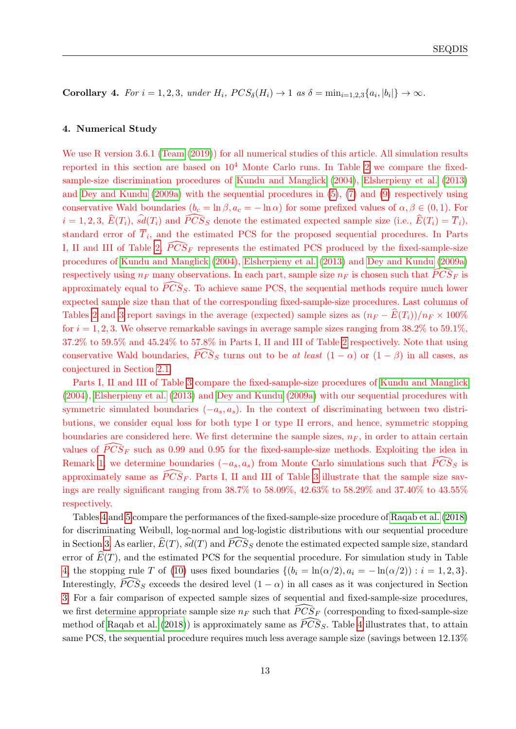**Corollary 4.** *For $i = 1, 2, 3$, under $H_i$, $PCS_\delta(H_i) \to 1$ as $\delta = \min_{i=1,2,3}\{a_i, |b_i|\} \to \infty$.*

## 4. Numerical Study

We use R version 3.6.1 (Team (2019)) for all numerical studies of this article. All simulation results reported in this section are based on $10^4$ Monte Carlo runs. In Table 2 we compare the fixed-sample-size discrimination procedures of Kundu and Manglick (2004), Elsherpieny et al. (2013) and Dey and Kundu (2009a) with the sequential procedures in (5), (7) and (9) respectively using conservative Wald boundaries ($b_c = \ln \beta, a_c = -\ln \alpha$) for some prefixed values of $\alpha, \beta \in (0, 1)$. For $i = 1, 2, 3$, $\widehat{E}(T_i)$, $\widehat{sd}(T_i)$ and $\widehat{PCS}_S$ denote the estimated expected sample size (i.e., $\widehat{E}(T_i) = \overline{T}_i$), standard error of $\overline{T}_i$, and the estimated PCS for the proposed sequential procedures. In Parts I, II and III of Table 2, $\widehat{PCS}_F$ represents the estimated PCS produced by the fixed-sample-size procedures of Kundu and Manglick (2004), Elsherpieny et al. (2013) and Dey and Kundu (2009a) respectively using $n_F$ many observations. In each part, sample size $n_F$ is chosen such that $\widehat{PCS}_F$ is approximately equal to $\widehat{PCS}_S$. To achieve same PCS, the sequential methods require much lower expected sample size than that of the corresponding fixed-sample-size procedures. Last columns of Tables 2 and 3 report savings in the average (expected) sample sizes as $(n_F - \widehat{E}(T_i))/n_F \times 100\%$ for $i = 1, 2, 3$. We observe remarkable savings in average sample sizes ranging from 38.2% to 59.1%, 37.2% to 59.5% and 45.24% to 57.8% in Parts I, II and III of Table 2 respectively. Note that using conservative Wald boundaries, $\widehat{PCS}_S$ turns out to be *at least* $(1 - \alpha)$ or $(1 - \beta)$ in all cases, as conjectured in Section 2.1.

Parts I, II and III of Table 3 compare the fixed-sample-size procedures of Kundu and Manglick (2004), Elsherpieny et al. (2013) and Dey and Kundu (2009a) with our sequential procedures with symmetric simulated boundaries $(-a_s, a_s)$. In the context of discriminating between two distributions, we consider equal loss for both type I or type II errors, and hence, symmetric stopping boundaries are considered here. We first determine the sample sizes, $n_F$, in order to attain certain values of $\widehat{PCS}_F$ such as 0.99 and 0.95 for the fixed-sample-size methods. Exploiting the idea in Remark 1, we determine boundaries $(-a_s, a_s)$ from Monte Carlo simulations such that $\widehat{PCS}_S$ is approximately same as $\widehat{PCS}_F$. Parts I, II and III of Table 3 illustrate that the sample size savings are really significant ranging from 38.7% to 58.09%, 42.63% to 58.29% and 37.40% to 43.55% respectively.

Tables 4 and 5 compare the performances of the fixed-sample-size procedure of Raqab et al. (2018) for discriminating Weibull, log-normal and log-logistic distributions with our sequential procedure in Section 3. As earlier, $\widehat{E}(T)$, $\widehat{sd}(T)$ and $\widehat{PCS}_S$ denote the estimated expected sample size, standard error of $\widehat{E}(T)$, and the estimated PCS for the sequential procedure. For simulation study in Table 4, the stopping rule $T$ of (10) uses fixed boundaries $\{(b_i = \ln(\alpha/2), a_i = -\ln(\alpha/2)) : i = 1, 2, 3\}$. Interestingly, $\widehat{PCS}_S$ exceeds the desired level $(1 - \alpha)$ in all cases as it was conjectured in Section 3. For a fair comparison of expected sample sizes of sequential and fixed-sample-size procedures, we first determine appropriate sample size $n_F$ such that $\widehat{PCS}_F$ (corresponding to fixed-sample-size method of Raqab et al. (2018)) is approximately same as $\widehat{PCS}_S$. Table 4 illustrates that, to attain same PCS, the sequential procedure requires much less average sample size (savings between 12.13%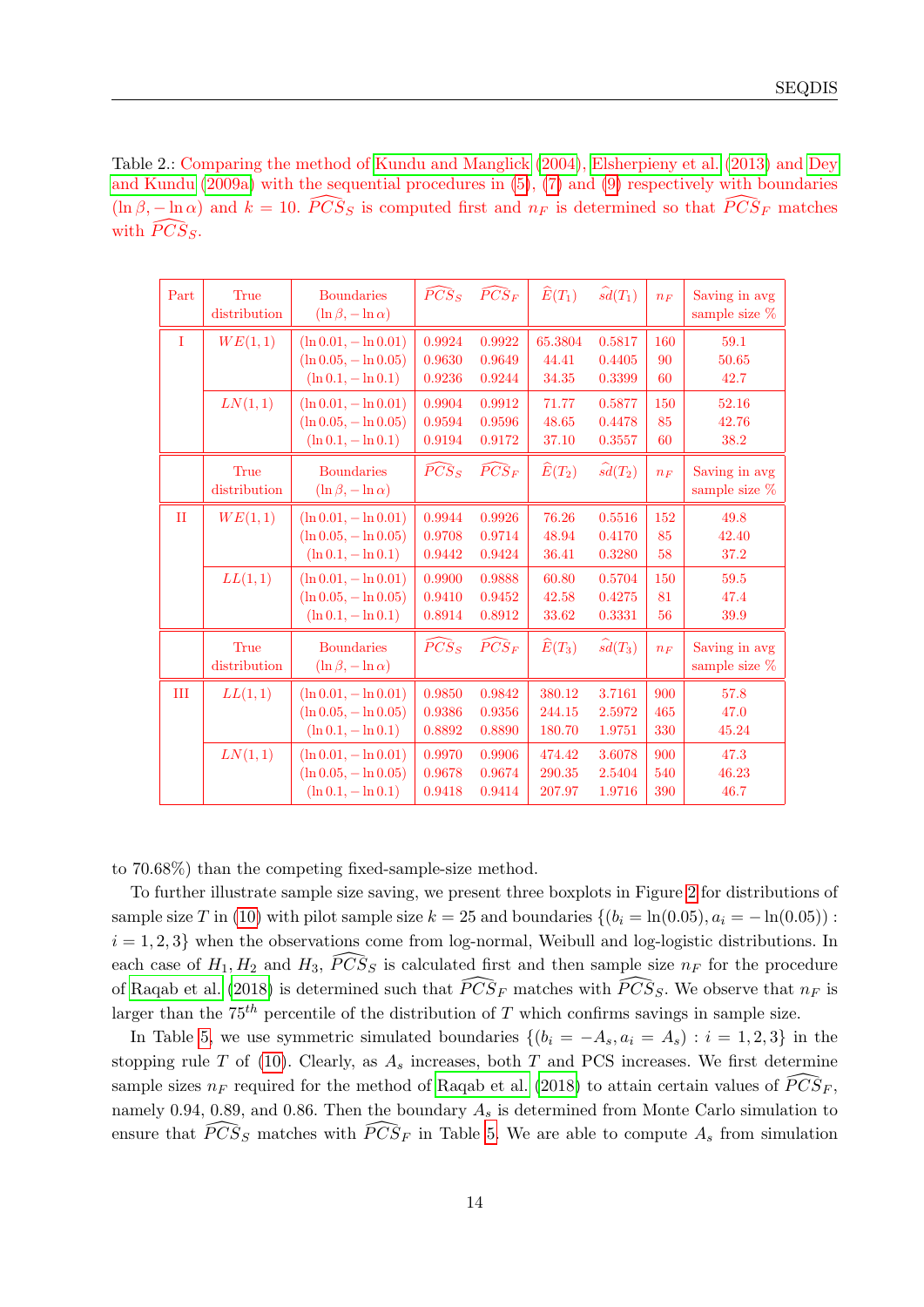Table 2.: Comparing the method of Kundu and Manglick (2004), Elsherpieny et al. (2013) and Dey and Kundu (2009a) with the sequential procedures in (5), (7) and (9) respectively with boundaries $(\ln\beta, -\ln\alpha)$ and $k = 10$. $\widehat{PCS}_S$ is computed first and $n_F$ is determined so that $\widehat{PCS}_F$ matches with $\widehat{PCS}_S$.

| Part | True distribution | Boundaries $(\ln\beta, -\ln\alpha)$ | $\widehat{PCS}_S$ | $\widehat{PCS}_F$ | $\widehat{E}(T_1)$ | $\widehat{sd}(T_1)$ | $n_F$ | Saving in avg sample size % |
|---|---|---|---|---|---|---|---|---|
| I | $WE(1,1)$ | $(\ln 0.01, -\ln 0.01)$ | 0.9924 | 0.9922 | 65.3804 | 0.5817 | 160 | 59.1 |
| | | $(\ln 0.05, -\ln 0.05)$ | 0.9630 | 0.9649 | 44.41 | 0.4405 | 90 | 50.65 |
| | | $(\ln 0.1, -\ln 0.1)$ | 0.9236 | 0.9244 | 34.35 | 0.3399 | 60 | 42.7 |
| | $LN(1,1)$ | $(\ln 0.01, -\ln 0.01)$ | 0.9904 | 0.9912 | 71.77 | 0.5877 | 150 | 52.16 |
| | | $(\ln 0.05, -\ln 0.05)$ | 0.9594 | 0.9596 | 48.65 | 0.4478 | 85 | 42.76 |
| | | $(\ln 0.1, -\ln 0.1)$ | 0.9194 | 0.9172 | 37.10 | 0.3557 | 60 | 38.2 |
| | True distribution | Boundaries $(\ln\beta, -\ln\alpha)$ | $\widehat{PCS}_S$ | $\widehat{PCS}_F$ | $\widehat{E}(T_2)$ | $\widehat{sd}(T_2)$ | $n_F$ | Saving in avg sample size % |
| II | $WE(1,1)$ | $(\ln 0.01, -\ln 0.01)$ | 0.9944 | 0.9926 | 76.26 | 0.5516 | 152 | 49.8 |
| | | $(\ln 0.05, -\ln 0.05)$ | 0.9708 | 0.9714 | 48.94 | 0.4170 | 85 | 42.40 |
| | | $(\ln 0.1, -\ln 0.1)$ | 0.9442 | 0.9424 | 36.41 | 0.3280 | 58 | 37.2 |
| | $LL(1,1)$ | $(\ln 0.01, -\ln 0.01)$ | 0.9900 | 0.9888 | 60.80 | 0.5704 | 150 | 59.5 |
| | | $(\ln 0.05, -\ln 0.05)$ | 0.9410 | 0.9452 | 42.58 | 0.4275 | 81 | 47.4 |
| | | $(\ln 0.1, -\ln 0.1)$ | 0.8914 | 0.8912 | 33.62 | 0.3331 | 56 | 39.9 |
| | True distribution | Boundaries $(\ln\beta, -\ln\alpha)$ | $\widehat{PCS}_S$ | $\widehat{PCS}_F$ | $\widehat{E}(T_3)$ | $\widehat{sd}(T_3)$ | $n_F$ | Saving in avg sample size % |
| III | $LL(1,1)$ | $(\ln 0.01, -\ln 0.01)$ | 0.9850 | 0.9842 | 380.12 | 3.7161 | 900 | 57.8 |
| | | $(\ln 0.05, -\ln 0.05)$ | 0.9386 | 0.9356 | 244.15 | 2.5972 | 465 | 47.0 |
| | | $(\ln 0.1, -\ln 0.1)$ | 0.8892 | 0.8890 | 180.70 | 1.9751 | 330 | 45.24 |
| | $LN(1,1)$ | $(\ln 0.01, -\ln 0.01)$ | 0.9970 | 0.9906 | 474.42 | 3.6078 | 900 | 47.3 |
| | | $(\ln 0.05, -\ln 0.05)$ | 0.9678 | 0.9674 | 290.35 | 2.5404 | 540 | 46.23 |
| | | $(\ln 0.1, -\ln 0.1)$ | 0.9418 | 0.9414 | 207.97 | 1.9716 | 390 | 46.7 |

to 70.68%) than the competing fixed-sample-size method.

To further illustrate sample size saving, we present three boxplots in Figure 2 for distributions of sample size $T$ in (10) with pilot sample size $k = 25$ and boundaries $\{(b_i = \ln(0.05), a_i = -\ln(0.05)) : i = 1, 2, 3\}$ when the observations come from log-normal, Weibull and log-logistic distributions. In each case of $H_1, H_2$ and $H_3$, $\widehat{PCS}_S$ is calculated first and then sample size $n_F$ for the procedure of Raqab et al. (2018) is determined such that $\widehat{PCS}_F$ matches with $\widehat{PCS}_S$. We observe that $n_F$ is larger than the $75^{th}$ percentile of the distribution of $T$ which confirms savings in sample size.

In Table 5, we use symmetric simulated boundaries $\{(b_i = -A_s, a_i = A_s) : i = 1, 2, 3\}$ in the stopping rule $T$ of (10). Clearly, as $A_s$ increases, both $T$ and PCS increases. We first determine sample sizes $n_F$ required for the method of Raqab et al. (2018) to attain certain values of $\widehat{PCS}_F$, namely 0.94, 0.89, and 0.86. Then the boundary $A_s$ is determined from Monte Carlo simulation to ensure that $\widehat{PCS}_S$ matches with $\widehat{PCS}_F$ in Table 5. We are able to compute $A_s$ from simulation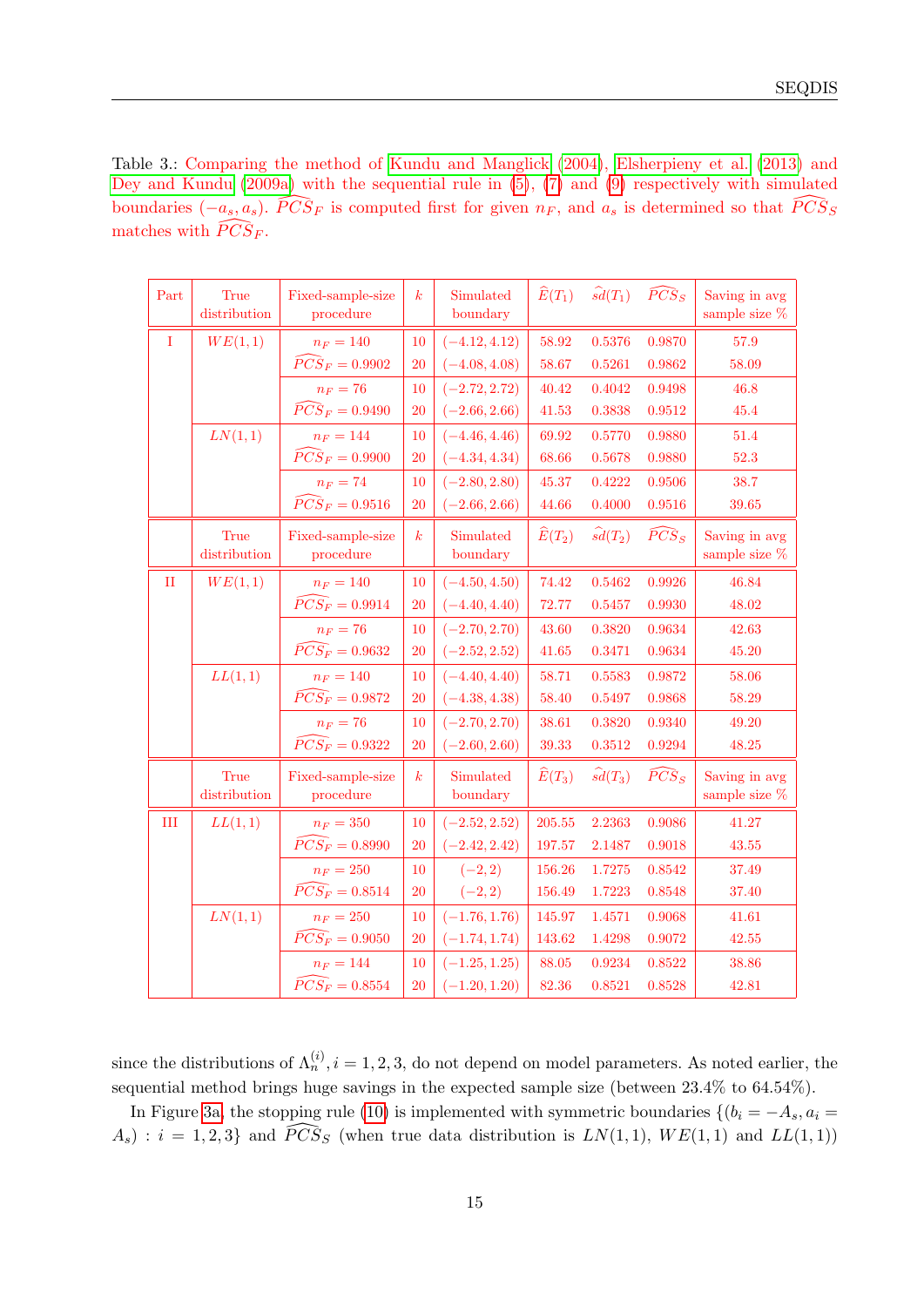Table 3.: Comparing the method of Kundu and Manglick (2004), Elsherpieny et al. (2013) and Dey and Kundu (2009a) with the sequential rule in (5), (7) and (9) respectively with simulated boundaries $(-a_s, a_s)$. $\widehat{PCS}_F$ is computed first for given $n_F$, and $a_s$ is determined so that $\widehat{PCS}_S$ matches with $\widehat{PCS}_F$.

| Part | True distribution | Fixed-sample-size procedure | $k$ | Simulated boundary | $\widehat{E}(T_1)$ | $\widehat{sd}(T_1)$ | $\widehat{PCS}_S$ | Saving in avg sample size % |
|---|---|---|---|---|---|---|---|---|
| I | $WE(1,1)$ | $n_F = 140$ | 10 | $(-4.12, 4.12)$ | 58.92 | 0.5376 | 0.9870 | 57.9 |
| | | $\widehat{PCS}_F = 0.9902$ | 20 | $(-4.08, 4.08)$ | 58.67 | 0.5261 | 0.9862 | 58.09 |
| | | $n_F = 76$ | 10 | $(-2.72, 2.72)$ | 40.42 | 0.4042 | 0.9498 | 46.8 |
| | | $\widehat{PCS}_F = 0.9490$ | 20 | $(-2.66, 2.66)$ | 41.53 | 0.3838 | 0.9512 | 45.4 |
| | $LN(1,1)$ | $n_F = 144$ | 10 | $(-4.46, 4.46)$ | 69.92 | 0.5770 | 0.9880 | 51.4 |
| | | $\widehat{PCS}_F = 0.9900$ | 20 | $(-4.34, 4.34)$ | 68.66 | 0.5678 | 0.9880 | 52.3 |
| | | $n_F = 74$ | 10 | $(-2.80, 2.80)$ | 45.37 | 0.4222 | 0.9506 | 38.7 |
| | | $\widehat{PCS}_F = 0.9516$ | 20 | $(-2.66, 2.66)$ | 44.66 | 0.4000 | 0.9516 | 39.65 |
| | True distribution | Fixed-sample-size procedure | $k$ | Simulated boundary | $\widehat{E}(T_2)$ | $\widehat{sd}(T_2)$ | $\widehat{PCS}_S$ | Saving in avg sample size % |
| II | $WE(1,1)$ | $n_F = 140$ | 10 | $(-4.50, 4.50)$ | 74.42 | 0.5462 | 0.9926 | 46.84 |
| | | $\widehat{PCS}_F = 0.9914$ | 20 | $(-4.40, 4.40)$ | 72.77 | 0.5457 | 0.9930 | 48.02 |
| | | $n_F = 76$ | 10 | $(-2.70, 2.70)$ | 43.60 | 0.3820 | 0.9634 | 42.63 |
| | | $\widehat{PCS}_F = 0.9632$ | 20 | $(-2.52, 2.52)$ | 41.65 | 0.3471 | 0.9634 | 45.20 |
| | $LL(1,1)$ | $n_F = 140$ | 10 | $(-4.40, 4.40)$ | 58.71 | 0.5583 | 0.9872 | 58.06 |
| | | $\widehat{PCS}_F = 0.9872$ | 20 | $(-4.38, 4.38)$ | 58.40 | 0.5497 | 0.9868 | 58.29 |
| | | $n_F = 76$ | 10 | $(-2.70, 2.70)$ | 38.61 | 0.3820 | 0.9340 | 49.20 |
| | | $\widehat{PCS}_F = 0.9322$ | 20 | $(-2.60, 2.60)$ | 39.33 | 0.3512 | 0.9294 | 48.25 |
| | True distribution | Fixed-sample-size procedure | $k$ | Simulated boundary | $\widehat{E}(T_3)$ | $\widehat{sd}(T_3)$ | $\widehat{PCS}_S$ | Saving in avg sample size % |
| III | $LL(1,1)$ | $n_F = 350$ | 10 | $(-2.52, 2.52)$ | 205.55 | 2.2363 | 0.9086 | 41.27 |
| | | $\widehat{PCS}_F = 0.8990$ | 20 | $(-2.42, 2.42)$ | 197.57 | 2.1487 | 0.9018 | 43.55 |
| | | $n_F = 250$ | 10 | $(-2, 2)$ | 156.26 | 1.7275 | 0.8542 | 37.49 |
| | | $\widehat{PCS}_F = 0.8514$ | 20 | $(-2, 2)$ | 156.49 | 1.7223 | 0.8548 | 37.40 |
| | $LN(1,1)$ | $n_F = 250$ | 10 | $(-1.76, 1.76)$ | 145.97 | 1.4571 | 0.9068 | 41.61 |
| | | $\widehat{PCS}_F = 0.9050$ | 20 | $(-1.74, 1.74)$ | 143.62 | 1.4298 | 0.9072 | 42.55 |
| | | $n_F = 144$ | 10 | $(-1.25, 1.25)$ | 88.05 | 0.9234 | 0.8522 | 38.86 |
| | | $\widehat{PCS}_F = 0.8554$ | 20 | $(-1.20, 1.20)$ | 82.36 | 0.8521 | 0.8528 | 42.81 |

since the distributions of $\Lambda_n^{(i)}, i = 1, 2, 3$, do not depend on model parameters. As noted earlier, the sequential method brings huge savings in the expected sample size (between 23.4% to 64.54%).

In Figure 3a, the stopping rule (10) is implemented with symmetric boundaries $\{(b_i = -A_s, a_i = A_s) : i = 1, 2, 3\}$ and $\widehat{PCS}_S$ (when true data distribution is $LN(1,1)$, $WE(1,1)$ and $LL(1,1)$)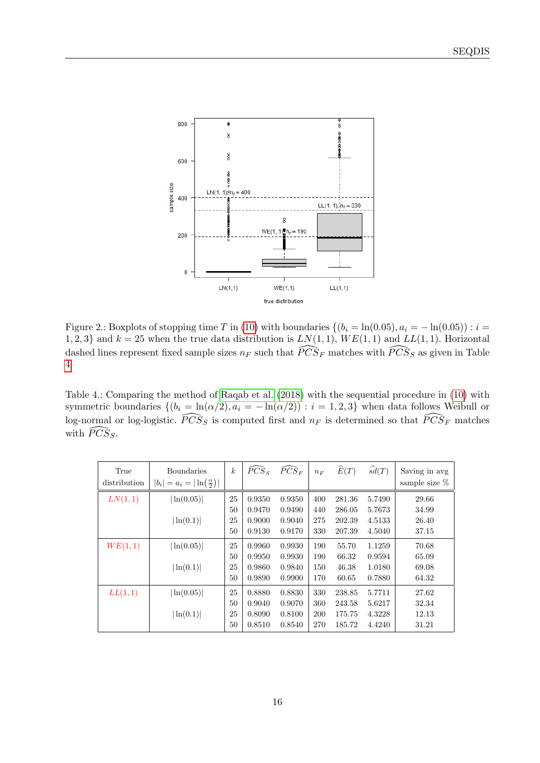Figure 2.: Boxplots of stopping time $T$ in (10) with boundaries $\{(b_i = \ln(0.05), a_i = -\ln(0.05)) : i = 1, 2, 3\}$ and $k = 25$ when the true data distribution is $LN(1,1)$, $WE(1,1)$ and $LL(1,1)$. Horizontal dashed lines represent fixed sample sizes $n_F$ such that $\widehat{PCS}_F$ matches with $\widehat{PCS}_S$ as given in Table 4.

Table 4.: Comparing the method of Raqab et al. (2018) with the sequential procedure in (10) with symmetric boundaries $\{(b_i = \ln(\alpha/2), a_i = -\ln(\alpha/2)) : i = 1, 2, 3\}$ when data follows Weibull or log-normal or log-logistic. $\widehat{PCS}_S$ is computed first and $n_F$ is determined so that $\widehat{PCS}_F$ matches with $\widehat{PCS}_S$.

| True distribution | Boundaries $\lvert b_i \rvert = a_i = \lvert \ln(\frac{\alpha}{2}) \rvert$ | $k$ | $\widehat{PCS}_S$ | $\widehat{PCS}_F$ | $n_F$ | $\widehat{E}(T)$ | $\widehat{sd}(T)$ | Saving in avg sample size % |
|---|---|---|---|---|---|---|---|---|
| $LN(1,1)$ | $\lvert \ln(0.05) \rvert$ | 25 | 0.9350 | 0.9350 | 400 | 281.36 | 5.7490 | 29.66 |
| | | 50 | 0.9470 | 0.9490 | 440 | 286.05 | 5.7673 | 34.99 |
| | $\lvert \ln(0.1) \rvert$ | 25 | 0.9000 | 0.9040 | 275 | 202.39 | 4.5133 | 26.40 |
| | | 50 | 0.9130 | 0.9170 | 330 | 207.39 | 4.5040 | 37.15 |
| $WE(1,1)$ | $\lvert \ln(0.05) \rvert$ | 25 | 0.9960 | 0.9930 | 190 | 55.70 | 1.1259 | 70.68 |
| | | 50 | 0.9950 | 0.9930 | 190 | 66.32 | 0.9594 | 65.09 |
| | $\lvert \ln(0.1) \rvert$ | 25 | 0.9860 | 0.9840 | 150 | 46.38 | 1.0180 | 69.08 |
| | | 50 | 0.9890 | 0.9900 | 170 | 60.65 | 0.7880 | 64.32 |
| $LL(1,1)$ | $\lvert \ln(0.05) \rvert$ | 25 | 0.8880 | 0.8830 | 330 | 238.85 | 5.7711 | 27.62 |
| | | 50 | 0.9040 | 0.9070 | 360 | 243.58 | 5.6217 | 32.34 |
| | $\lvert \ln(0.1) \rvert$ | 25 | 0.8090 | 0.8100 | 200 | 175.75 | 4.3228 | 12.13 |
| | | 50 | 0.8510 | 0.8540 | 270 | 185.72 | 4.4240 | 31.21 |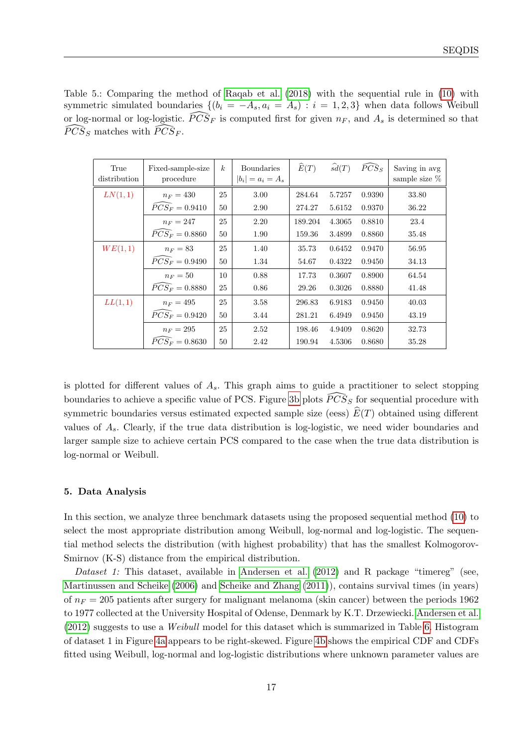Table 5.: Comparing the method of Raqab et al. (2018) with the sequential rule in (10) with symmetric simulated boundaries $\{(b_i = -A_s, a_i = A_s) : i = 1, 2, 3\}$ when data follows Weibull or log-normal or log-logistic. $\widehat{PCS}_F$ is computed first for given $n_F$, and $A_s$ is determined so that $\widehat{PCS}_S$ matches with $\widehat{PCS}_F$.

| True distribution | Fixed-sample-size procedure | $k$ | Boundaries $\|b_i\| = a_i = A_s$ | $\widehat{E}(T)$ | $\widehat{sd}(T)$ | $\widehat{PCS}_S$ | Saving in avg sample size % |
|---|---|---|---|---|---|---|---|
| $LN(1,1)$ | $n_F = 430$ | 25 | 3.00 | 284.64 | 5.7257 | 0.9390 | 33.80 |
| | $\widehat{PCS}_F = 0.9410$ | 50 | 2.90 | 274.27 | 5.6152 | 0.9370 | 36.22 |
| | $n_F = 247$ | 25 | 2.20 | 189.204 | 4.3065 | 0.8810 | 23.4 |
| | $\widehat{PCS}_F = 0.8860$ | 50 | 1.90 | 159.36 | 3.4899 | 0.8860 | 35.48 |
| $WE(1,1)$ | $n_F = 83$ | 25 | 1.40 | 35.73 | 0.6452 | 0.9470 | 56.95 |
| | $\widehat{PCS}_F = 0.9490$ | 50 | 1.34 | 54.67 | 0.4322 | 0.9450 | 34.13 |
| | $n_F = 50$ | 10 | 0.88 | 17.73 | 0.3607 | 0.8900 | 64.54 |
| | $\widehat{PCS}_F = 0.8880$ | 25 | 0.86 | 29.26 | 0.3026 | 0.8880 | 41.48 |
| $LL(1,1)$ | $n_F = 495$ | 25 | 3.58 | 296.83 | 6.9183 | 0.9450 | 40.03 |
| | $\widehat{PCS}_F = 0.9420$ | 50 | 3.44 | 281.21 | 6.4949 | 0.9450 | 43.19 |
| | $n_F = 295$ | 25 | 2.52 | 198.46 | 4.9409 | 0.8620 | 32.73 |
| | $\widehat{PCS}_F = 0.8630$ | 50 | 2.42 | 190.94 | 4.5306 | 0.8680 | 35.28 |

is plotted for different values of $A_s$. This graph aims to guide a practitioner to select stopping boundaries to achieve a specific value of PCS. Figure 3b plots $\widehat{PCS}_S$ for sequential procedure with symmetric boundaries versus estimated expected sample size (eess) $\widehat{E}(T)$ obtained using different values of $A_s$. Clearly, if the true data distribution is log-logistic, we need wider boundaries and larger sample size to achieve certain PCS compared to the case when the true data distribution is log-normal or Weibull.

## 5. Data Analysis

In this section, we analyze three benchmark datasets using the proposed sequential method (10) to select the most appropriate distribution among Weibull, log-normal and log-logistic. The sequential method selects the distribution (with highest probability) that has the smallest Kolmogorov-Smirnov (K-S) distance from the empirical distribution.

*Dataset 1:* This dataset, available in Andersen et al. (2012) and R package "timereg" (see, Martinussen and Scheike (2006) and Scheike and Zhang (2011)), contains survival times (in years) of $n_F = 205$ patients after surgery for malignant melanoma (skin cancer) between the periods 1962 to 1977 collected at the University Hospital of Odense, Denmark by K.T. Drzewiecki. Andersen et al. (2012) suggests to use a *Weibull* model for this dataset which is summarized in Table 6. Histogram of dataset 1 in Figure 4a appears to be right-skewed. Figure 4b shows the empirical CDF and CDFs fitted using Weibull, log-normal and log-logistic distributions where unknown parameter values are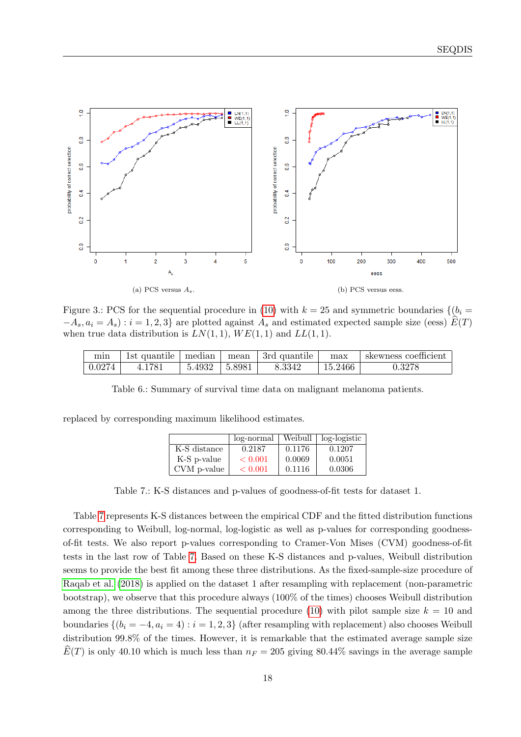(a) PCS versus $A_s$.

(b) PCS versus eess.

Figure 3.: PCS for the sequential procedure in (10) with $k = 25$ and symmetric boundaries $\{(b_i = -A_s, a_i = A_s) : i = 1, 2, 3\}$ are plotted against $A_s$ and estimated expected sample size (eess) $\widehat{E}(T)$ when true data distribution is $LN(1, 1)$, $WE(1, 1)$ and $LL(1, 1)$.

| min | 1st quantile | median | mean | 3rd quantile | max | skewness coefficient |
|---|---|---|---|---|---|---|
| 0.0274 | 4.1781 | 5.4932 | 5.8981 | 8.3342 | 15.2466 | 0.3278 |

Table 6.: Summary of survival time data on malignant melanoma patients.

replaced by corresponding maximum likelihood estimates.

| | log-normal | Weibull | log-logistic |
|---|---|---|---|
| K-S distance | 0.2187 | 0.1176 | 0.1207 |
| K-S p-value | $< 0.001$ | 0.0069 | 0.0051 |
| CVM p-value | $< 0.001$ | 0.1116 | 0.0306 |

Table 7.: K-S distances and p-values of goodness-of-fit tests for dataset 1.

Table 7 represents K-S distances between the empirical CDF and the fitted distribution functions corresponding to Weibull, log-normal, log-logistic as well as p-values for corresponding goodness-of-fit tests. We also report p-values corresponding to Cramer-Von Mises (CVM) goodness-of-fit tests in the last row of Table 7. Based on these K-S distances and p-values, Weibull distribution seems to provide the best fit among these three distributions. As the fixed-sample-size procedure of Raqab et al. (2018) is applied on the dataset 1 after resampling with replacement (non-parametric bootstrap), we observe that this procedure always (100% of the times) chooses Weibull distribution among the three distributions. The sequential procedure (10) with pilot sample size $k = 10$ and boundaries $\{(b_i = -4, a_i = 4) : i = 1, 2, 3\}$ (after resampling with replacement) also chooses Weibull distribution 99.8% of the times. However, it is remarkable that the estimated average sample size $\widehat{E}(T)$ is only 40.10 which is much less than $n_F = 205$ giving 80.44% savings in the average sample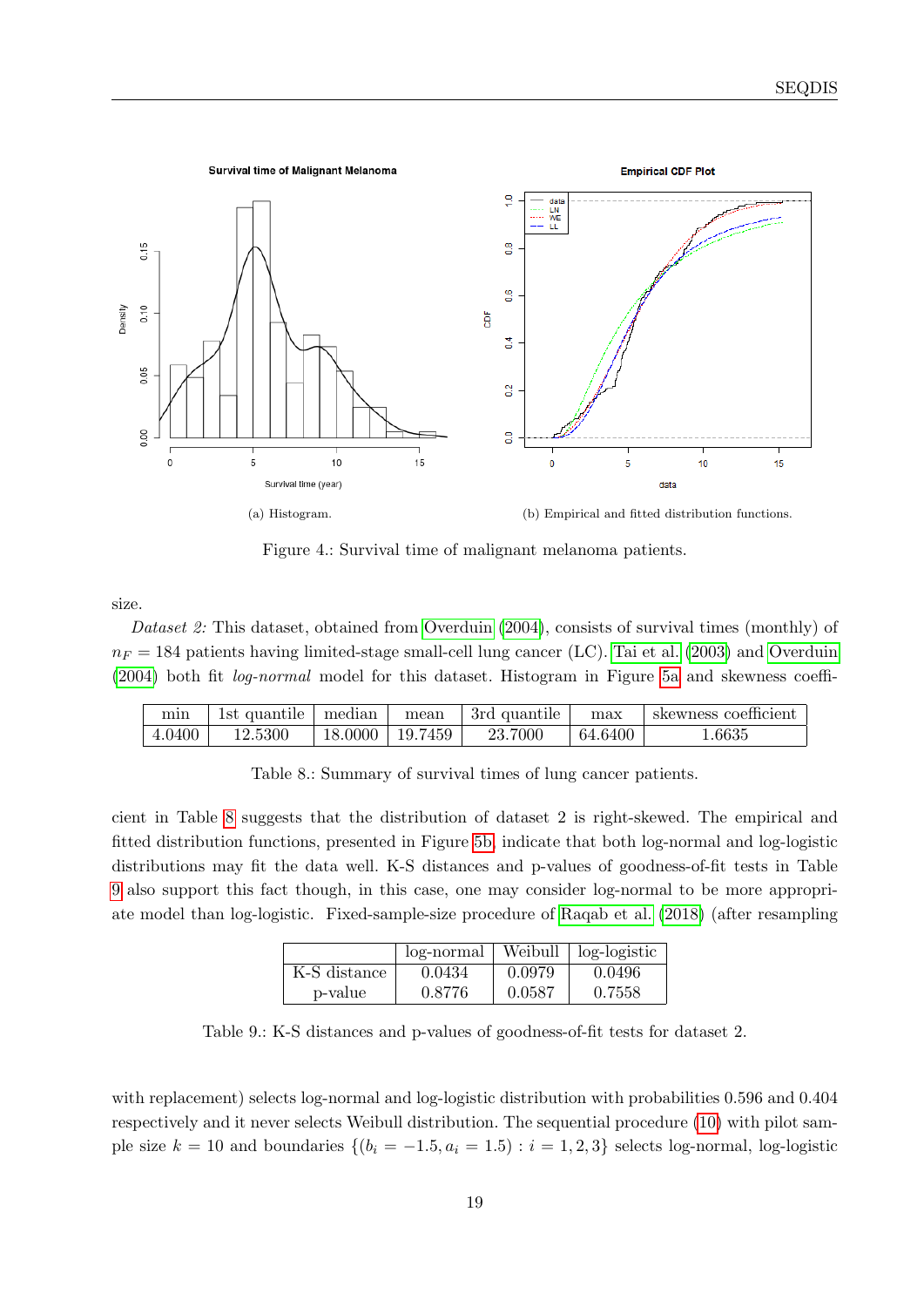(a) Histogram.

(b) Empirical and fitted distribution functions.

Figure 4.: Survival time of malignant melanoma patients.

size.

*Dataset 2:* This dataset, obtained from Overduin (2004), consists of survival times (monthly) of $n_F = 184$ patients having limited-stage small-cell lung cancer (LC). Tai et al. (2003) and Overduin (2004) both fit *log-normal* model for this dataset. Histogram in Figure 5a and skewness coefficient in Table 8 suggests that the distribution of dataset 2 is right-skewed. The empirical and fitted distribution functions, presented in Figure 5b, indicate that both log-normal and log-logistic distributions may fit the data well. K-S distances and p-values of goodness-of-fit tests in Table 9 also support this fact though, in this case, one may consider log-normal to be more appropriate model than log-logistic. Fixed-sample-size procedure of Raqab et al. (2018) (after resampling with replacement) selects log-normal and log-logistic distribution with probabilities 0.596 and 0.404 respectively and it never selects Weibull distribution. The sequential procedure (10) with pilot sample size $k = 10$ and boundaries $\{(b_i = -1.5, a_i = 1.5) : i = 1, 2, 3\}$ selects log-normal, log-logistic

| min | 1st quantile | median | mean | 3rd quantile | max | skewness coefficient |
|---|---|---|---|---|---|---|
| 4.0400 | 12.5300 | 18.0000 | 19.7459 | 23.7000 | 64.6400 | 1.6635 |

Table 8.: Summary of survival times of lung cancer patients.

| | log-normal | Weibull | log-logistic |
|---|---|---|---|
| K-S distance | 0.0434 | 0.0979 | 0.0496 |
| p-value | 0.8776 | 0.0587 | 0.7558 |

Table 9.: K-S distances and p-values of goodness-of-fit tests for dataset 2.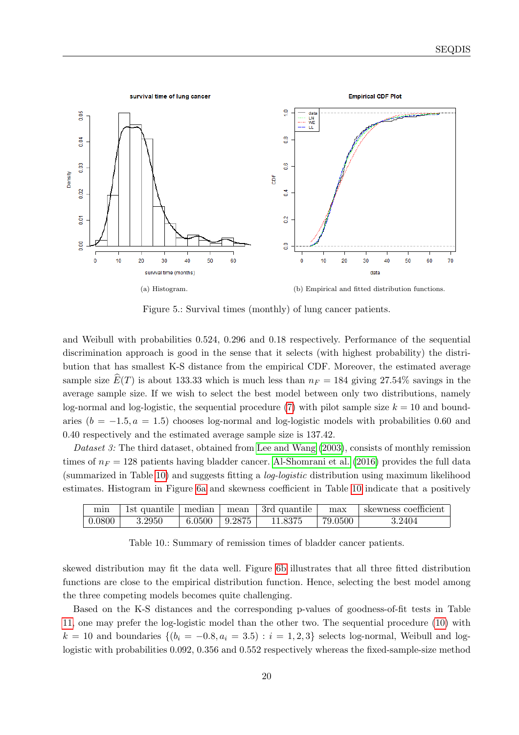(a) Histogram.

(b) Empirical and fitted distribution functions.

Figure 5.: Survival times (monthly) of lung cancer patients.

and Weibull with probabilities 0.524, 0.296 and 0.18 respectively. Performance of the sequential discrimination approach is good in the sense that it selects (with highest probability) the distribution that has smallest K-S distance from the empirical CDF. Moreover, the estimated average sample size $\widehat{E}(T)$ is about 133.33 which is much less than $n_F = 184$ giving 27.54% savings in the average sample size. If we wish to select the best model between only two distributions, namely log-normal and log-logistic, the sequential procedure (7) with pilot sample size $k = 10$ and boundaries ($b = -1.5, a = 1.5$) chooses log-normal and log-logistic models with probabilities 0.60 and 0.40 respectively and the estimated average sample size is 137.42.

*Dataset 3:* The third dataset, obtained from Lee and Wang (2003), consists of monthly remission times of $n_F = 128$ patients having bladder cancer. Al-Shomrani et al. (2016) provides the full data (summarized in Table 10) and suggests fitting a *log-logistic* distribution using maximum likelihood estimates. Histogram in Figure 6a and skewness coefficient in Table 10 indicate that a positively skewed distribution may fit the data well. Figure 6b illustrates that all three fitted distribution functions are close to the empirical distribution function. Hence, selecting the best model among the three competing models becomes quite challenging.

| min | 1st quantile | median | mean | 3rd quantile | max | skewness coefficient |
|---|---|---|---|---|---|---|
| 0.0800 | 3.2950 | 6.0500 | 9.2875 | 11.8375 | 79.0500 | 3.2404 |

Table 10.: Summary of remission times of bladder cancer patients.

Based on the K-S distances and the corresponding p-values of goodness-of-fit tests in Table 11, one may prefer the log-logistic model than the other two. The sequential procedure (10) with $k = 10$ and boundaries $\{(b_i = -0.8, a_i = 3.5) : i = 1, 2, 3\}$ selects log-normal, Weibull and log-logistic with probabilities 0.092, 0.356 and 0.552 respectively whereas the fixed-sample-size method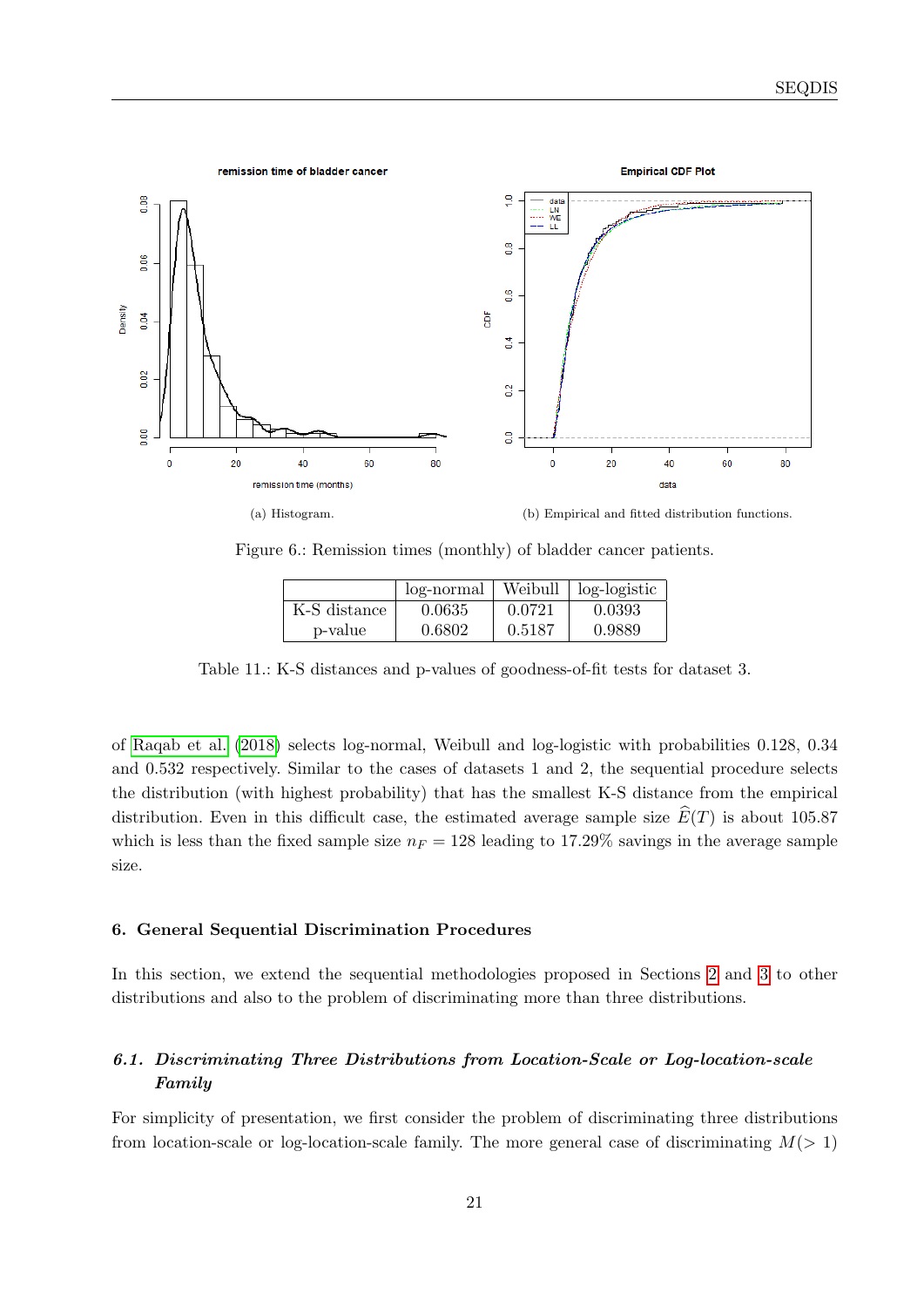(a) Histogram.

(b) Empirical and fitted distribution functions.

Figure 6.: Remission times (monthly) of bladder cancer patients.

| | log-normal | Weibull | log-logistic |
|---|---|---|---|
| K-S distance | 0.0635 | 0.0721 | 0.0393 |
| p-value | 0.6802 | 0.5187 | 0.9889 |

Table 11.: K-S distances and p-values of goodness-of-fit tests for dataset 3.

of Raqab et al. (2018) selects log-normal, Weibull and log-logistic with probabilities 0.128, 0.34 and 0.532 respectively. Similar to the cases of datasets 1 and 2, the sequential procedure selects the distribution (with highest probability) that has the smallest K-S distance from the empirical distribution. Even in this difficult case, the estimated average sample size $\widehat{E}(T)$ is about 105.87 which is less than the fixed sample size $n_F = 128$ leading to 17.29% savings in the average sample size.

## 6. General Sequential Discrimination Procedures

In this section, we extend the sequential methodologies proposed in Sections 2 and 3 to other distributions and also to the problem of discriminating more than three distributions.

### *6.1. Discriminating Three Distributions from Location-Scale or Log-location-scale Family*

For simplicity of presentation, we first consider the problem of discriminating three distributions from location-scale or log-location-scale family. The more general case of discriminating $M(> 1)$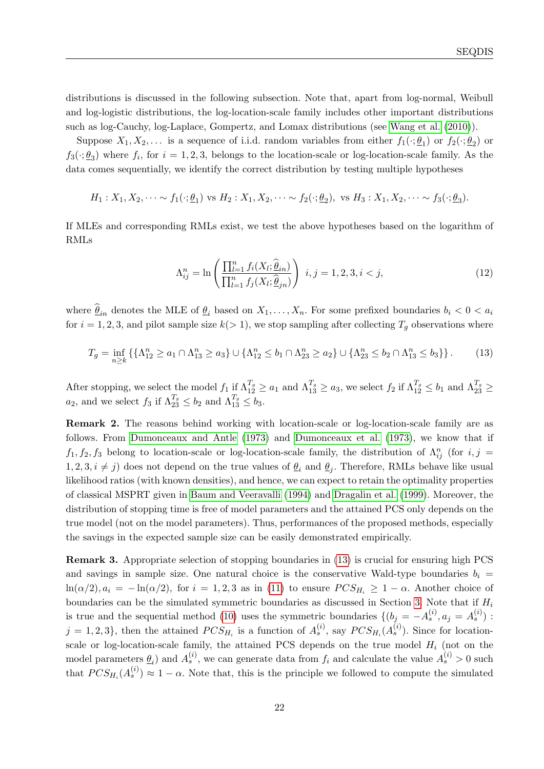distributions is discussed in the following subsection. Note that, apart from log-normal, Weibull and log-logistic distributions, the log-location-scale family includes other important distributions such as log-Cauchy, log-Laplace, Gompertz, and Lomax distributions (see Wang et al. (2010)).

Suppose $X_1, X_2, \dots$ is a sequence of i.i.d. random variables from either $f_1(\cdot;\underline{\theta}_1)$ or $f_2(\cdot;\underline{\theta}_2)$ or $f_3(\cdot;\underline{\theta}_3)$ where $f_i$, for $i = 1, 2, 3$, belongs to the location-scale or log-location-scale family. As the data comes sequentially, we identify the correct distribution by testing multiple hypotheses

$$H_1 : X_1, X_2, \dots \sim f_1(\cdot;\underline{\theta}_1) \text{ vs } H_2 : X_1, X_2, \dots \sim f_2(\cdot;\underline{\theta}_2), \text{ vs } H_3 : X_1, X_2, \dots \sim f_3(\cdot;\underline{\theta}_3).$$

If MLEs and corresponding RMLs exist, we test the above hypotheses based on the logarithm of RMLs

$$\Lambda_{ij}^n = \ln\left(\frac{\prod_{l=1}^n f_i(X_l;\widehat{\underline{\theta}}_{in})}{\prod_{l=1}^n f_j(X_l;\widehat{\underline{\theta}}_{jn})}\right) \;\; i, j = 1, 2, 3, i < j, \tag{12}$$

where $\widehat{\underline{\theta}}_{in}$ denotes the MLE of $\underline{\theta}_i$ based on $X_1, \dots, X_n$. For some prefixed boundaries $b_i < 0 < a_i$ for $i = 1, 2, 3$, and pilot sample size $k (> 1)$, we stop sampling after collecting $T_g$ observations where

$$T_g = \inf_{n \geq k} \left\{ \{\Lambda_{12}^n \geq a_1 \cap \Lambda_{13}^n \geq a_3\} \cup \{\Lambda_{12}^n \leq b_1 \cap \Lambda_{23}^n \geq a_2\} \cup \{\Lambda_{23}^n \leq b_2 \cap \Lambda_{13}^n \leq b_3\} \right\}. \tag{13}$$

After stopping, we select the model $f_1$ if $\Lambda_{12}^{T_g} \geq a_1$ and $\Lambda_{13}^{T_g} \geq a_3$, we select $f_2$ if $\Lambda_{12}^{T_g} \leq b_1$ and $\Lambda_{23}^{T_g} \geq a_2$, and we select $f_3$ if $\Lambda_{23}^{T_g} \leq b_2$ and $\Lambda_{13}^{T_g} \leq b_3$.

**Remark 2.** The reasons behind working with location-scale or log-location-scale family are as follows. From Dumonceaux and Antle (1973) and Dumonceaux et al. (1973), we know that if $f_1, f_2, f_3$ belong to location-scale or log-location-scale family, the distribution of $\Lambda_{ij}^n$ (for $i, j = 1, 2, 3, i \neq j$) does not depend on the true values of $\underline{\theta}_i$ and $\underline{\theta}_j$. Therefore, RMLs behave like usual likelihood ratios (with known densities), and hence, we can expect to retain the optimality properties of classical MSPRT given in Baum and Veeravalli (1994) and Dragalin et al. (1999). Moreover, the distribution of stopping time is free of model parameters and the attained PCS only depends on the true model (not on the model parameters). Thus, performances of the proposed methods, especially the savings in the expected sample size can be easily demonstrated empirically.

**Remark 3.** Appropriate selection of stopping boundaries in (13) is crucial for ensuring high PCS and savings in sample size. One natural choice is the conservative Wald-type boundaries $b_i = \ln(\alpha/2), a_i = -\ln(\alpha/2)$, for $i = 1, 2, 3$ as in (11) to ensure $PCS_{H_i} \geq 1 - \alpha$. Another choice of boundaries can be the simulated symmetric boundaries as discussed in Section 3. Note that if $H_i$ is true and the sequential method (10) uses the symmetric boundaries $\{(b_j = -A_s^{(i)}, a_j = A_s^{(i)}) : j = 1, 2, 3\}$, then the attained $PCS_{H_i}$ is a function of $A_s^{(i)}$, say $PCS_{H_i}(A_s^{(i)})$. Since for location-scale or log-location-scale family, the attained PCS depends on the true model $H_i$ (not on the model parameters $\underline{\theta}_i$) and $A_s^{(i)}$, we can generate data from $f_i$ and calculate the value $A_s^{(i)} > 0$ such that $PCS_{H_i}(A_s^{(i)}) \approx 1 - \alpha$. Note that, this is the principle we followed to compute the simulated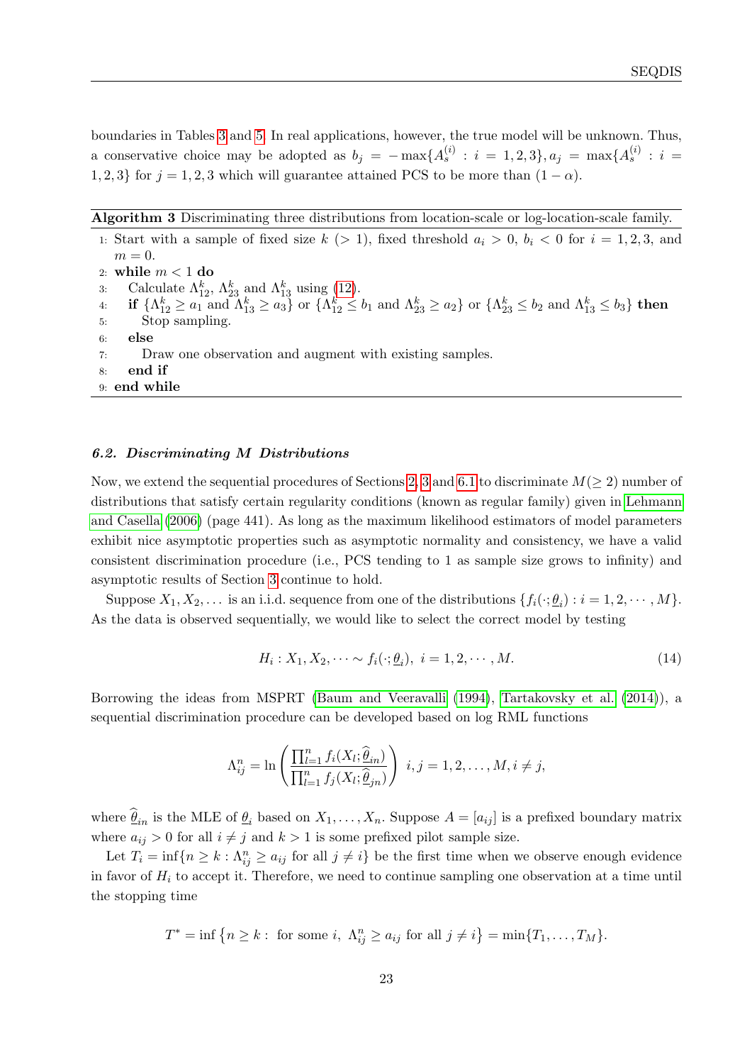boundaries in Tables 3 and 5. In real applications, however, the true model will be unknown. Thus, a conservative choice may be adopted as $b_j = -\max\{A_s^{(i)} : i = 1,2,3\}, a_j = \max\{A_s^{(i)} : i = 1,2,3\}$ for $j = 1,2,3$ which will guarantee attained PCS to be more than $(1-\alpha)$.

**Algorithm 3** Discriminating three distributions from location-scale or log-location-scale family.

1: Start with a sample of fixed size $k$ $(>1)$, fixed threshold $a_i > 0$, $b_i < 0$ for $i = 1,2,3$, and $m = 0$.
2: **while** $m < 1$ **do**
3: Calculate $\Lambda_{12}^k$, $\Lambda_{23}^k$ and $\Lambda_{13}^k$ using (12).
4: **if** $\{\Lambda_{12}^k \geq a_1$ and $\Lambda_{13}^k \geq a_3\}$ or $\{\Lambda_{12}^k \leq b_1$ and $\Lambda_{23}^k \geq a_2\}$ or $\{\Lambda_{23}^k \leq b_2$ and $\Lambda_{13}^k \leq b_3\}$ **then**
5: Stop sampling.
6: **else**
7: Draw one observation and augment with existing samples.
8: **end if**
9: **end while**

### 6.2. Discriminating $M$ Distributions

Now, we extend the sequential procedures of Sections 2, 3 and 6.1 to discriminate $M(\geq 2)$ number of distributions that satisfy certain regularity conditions (known as regular family) given in Lehmann and Casella (2006) (page 441). As long as the maximum likelihood estimators of model parameters exhibit nice asymptotic properties such as asymptotic normality and consistency, we have a valid consistent discrimination procedure (i.e., PCS tending to 1 as sample size grows to infinity) and asymptotic results of Section 3 continue to hold.

Suppose $X_1, X_2, \ldots$ is an i.i.d. sequence from one of the distributions $\{f_i(\cdot;\underline{\theta}_i) : i = 1,2,\cdots,M\}$. As the data is observed sequentially, we would like to select the correct model by testing

$$H_i : X_1, X_2, \cdots \sim f_i(\cdot;\underline{\theta}_i), \; i = 1,2,\cdots,M. \tag{14}$$

Borrowing the ideas from MSPRT (Baum and Veeravalli (1994), Tartakovsky et al. (2014)), a sequential discrimination procedure can be developed based on log RML functions

$$\Lambda_{ij}^n = \ln\left(\frac{\prod_{l=1}^n f_i(X_l;\widehat{\underline{\theta}}_{in})}{\prod_{l=1}^n f_j(X_l;\widehat{\underline{\theta}}_{jn})}\right) \; i,j = 1,2,\ldots,M, i \neq j,$$

where $\widehat{\underline{\theta}}_{in}$ is the MLE of $\underline{\theta}_i$ based on $X_1,\ldots,X_n$. Suppose $A = [a_{ij}]$ is a prefixed boundary matrix where $a_{ij} > 0$ for all $i \neq j$ and $k > 1$ is some prefixed pilot sample size.

Let $T_i = \inf\{n \geq k : \Lambda_{ij}^n \geq a_{ij}$ for all $j \neq i\}$ be the first time when we observe enough evidence in favor of $H_i$ to accept it. Therefore, we need to continue sampling one observation at a time until the stopping time

$$T^* = \inf\left\{n \geq k : \text{ for some } i, \; \Lambda_{ij}^n \geq a_{ij} \text{ for all } j \neq i\right\} = \min\{T_1,\ldots,T_M\}.$$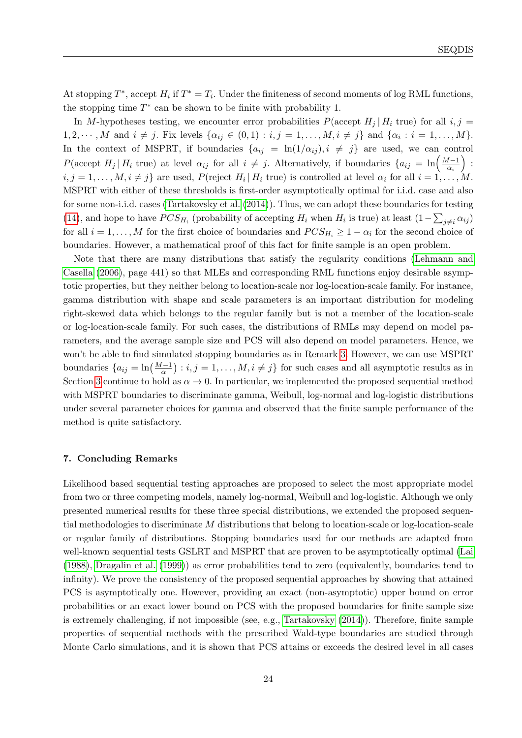At stopping $T^*$, accept $H_i$ if $T^* = T_i$. Under the finiteness of second moments of log RML functions, the stopping time $T^*$ can be shown to be finite with probability 1.

In $M$-hypotheses testing, we encounter error probabilities $P(\text{accept } H_j \,|\, H_i \text{ true})$ for all $i, j = 1, 2, \cdots, M$ and $i \neq j$. Fix levels $\{\alpha_{ij} \in (0,1) : i, j = 1, \ldots, M, i \neq j\}$ and $\{\alpha_i : i = 1, \ldots, M\}$. In the context of MSPRT, if boundaries $\{a_{ij} = \ln(1/\alpha_{ij}), i \neq j\}$ are used, we can control $P(\text{accept } H_j \,|\, H_i \text{ true})$ at level $\alpha_{ij}$ for all $i \neq j$. Alternatively, if boundaries $\{a_{ij} = \ln\left(\frac{M-1}{\alpha_i}\right) : i, j = 1, \ldots, M, i \neq j\}$ are used, $P(\text{reject } H_i \,|\, H_i \text{ true})$ is controlled at level $\alpha_i$ for all $i = 1, \ldots, M$. MSPRT with either of these thresholds is first-order asymptotically optimal for i.i.d. case and also for some non-i.i.d. cases (Tartakovsky et al. (2014)). Thus, we can adopt these boundaries for testing (14), and hope to have $PCS_{H_i}$ (probability of accepting $H_i$ when $H_i$ is true) at least $(1 - \sum_{j \neq i} \alpha_{ij})$ for all $i = 1, \ldots, M$ for the first choice of boundaries and $PCS_{H_i} \geq 1 - \alpha_i$ for the second choice of boundaries. However, a mathematical proof of this fact for finite sample is an open problem.

Note that there are many distributions that satisfy the regularity conditions (Lehmann and Casella (2006), page 441) so that MLEs and corresponding RML functions enjoy desirable asymptotic properties, but they neither belong to location-scale nor log-location-scale family. For instance, gamma distribution with shape and scale parameters is an important distribution for modeling right-skewed data which belongs to the regular family but is not a member of the location-scale or log-location-scale family. For such cases, the distributions of RMLs may depend on model parameters, and the average sample size and PCS will also depend on model parameters. Hence, we won't be able to find simulated stopping boundaries as in Remark 3. However, we can use MSPRT boundaries $\{a_{ij} = \ln\left(\frac{M-1}{\alpha}\right) : i, j = 1, \ldots, M, i \neq j\}$ for such cases and all asymptotic results as in Section 3 continue to hold as $\alpha \to 0$. In particular, we implemented the proposed sequential method with MSPRT boundaries to discriminate gamma, Weibull, log-normal and log-logistic distributions under several parameter choices for gamma and observed that the finite sample performance of the method is quite satisfactory.

## 7. Concluding Remarks

Likelihood based sequential testing approaches are proposed to select the most appropriate model from two or three competing models, namely log-normal, Weibull and log-logistic. Although we only presented numerical results for these three special distributions, we extended the proposed sequential methodologies to discriminate $M$ distributions that belong to location-scale or log-location-scale or regular family of distributions. Stopping boundaries used for our methods are adapted from well-known sequential tests GSLRT and MSPRT that are proven to be asymptotically optimal (Lai (1988), Dragalin et al. (1999)) as error probabilities tend to zero (equivalently, boundaries tend to infinity). We prove the consistency of the proposed sequential approaches by showing that attained PCS is asymptotically one. However, providing an exact (non-asymptotic) upper bound on error probabilities or an exact lower bound on PCS with the proposed boundaries for finite sample size is extremely challenging, if not impossible (see, e.g., Tartakovsky (2014)). Therefore, finite sample properties of sequential methods with the prescribed Wald-type boundaries are studied through Monte Carlo simulations, and it is shown that PCS attains or exceeds the desired level in all cases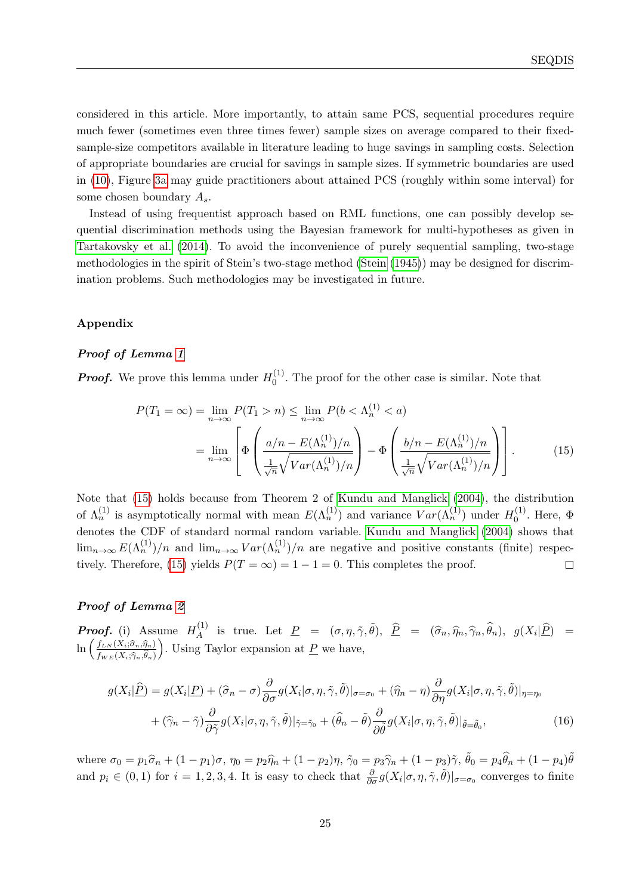considered in this article. More importantly, to attain same PCS, sequential procedures require much fewer (sometimes even three times fewer) sample sizes on average compared to their fixed-sample-size competitors available in literature leading to huge savings in sampling costs. Selection of appropriate boundaries are crucial for savings in sample sizes. If symmetric boundaries are used in (10), Figure 3a may guide practitioners about attained PCS (roughly within some interval) for some chosen boundary $A_s$.

Instead of using frequentist approach based on RML functions, one can possibly develop sequential discrimination methods using the Bayesian framework for multi-hypotheses as given in Tartakovsky et al. (2014). To avoid the inconvenience of purely sequential sampling, two-stage methodologies in the spirit of Stein's two-stage method (Stein (1945)) may be designed for discrimination problems. Such methodologies may be investigated in future.

## Appendix

### *Proof of Lemma 1*

***Proof.*** We prove this lemma under $H_0^{(1)}$. The proof for the other case is similar. Note that

$$P(T_1 = \infty) = \lim_{n\to\infty} P(T_1 > n) \le \lim_{n\to\infty} P(b < \Lambda_n^{(1)} < a)$$
$$= \lim_{n\to\infty} \left[ \Phi\left( \frac{a/n - E(\Lambda_n^{(1)})/n}{\frac{1}{\sqrt{n}}\sqrt{Var(\Lambda_n^{(1)})/n}} \right) - \Phi\left( \frac{b/n - E(\Lambda_n^{(1)})/n}{\frac{1}{\sqrt{n}}\sqrt{Var(\Lambda_n^{(1)})/n}} \right) \right]. \tag{15}$$

Note that (15) holds because from Theorem 2 of Kundu and Manglick (2004), the distribution of $\Lambda_n^{(1)}$ is asymptotically normal with mean $E(\Lambda_n^{(1)})$ and variance $Var(\Lambda_n^{(1)})$ under $H_0^{(1)}$. Here, $\Phi$ denotes the CDF of standard normal random variable. Kundu and Manglick (2004) shows that $\lim_{n\to\infty} E(\Lambda_n^{(1)})/n$ and $\lim_{n\to\infty} Var(\Lambda_n^{(1)})/n$ are negative and positive constants (finite) respectively. Therefore, (15) yields $P(T = \infty) = 1 - 1 = 0$. This completes the proof. ◻

### *Proof of Lemma 2*

***Proof.*** (i) Assume $H_A^{(1)}$ is true. Let $\underline{P} = (\sigma, \eta, \tilde{\gamma}, \tilde{\theta})$, $\widehat{\underline{P}} = (\widehat{\sigma}_n, \widehat{\eta}_n, \widehat{\gamma}_n, \widehat{\theta}_n)$, $g(X_i|\widehat{\underline{P}}) = \ln\left(\frac{f_{LN}(X_i;\widehat{\sigma}_n,\widehat{\eta}_n)}{f_{WE}(X_i;\widehat{\gamma}_n,\widehat{\theta}_n)}\right)$. Using Taylor expansion at $\underline{P}$ we have,

$$g(X_i|\widehat{\underline{P}}) = g(X_i|\underline{P}) + (\widehat{\sigma}_n - \sigma)\frac{\partial}{\partial\sigma}g(X_i|\sigma,\eta,\tilde{\gamma},\tilde{\theta})|_{\sigma=\sigma_0} + (\widehat{\eta}_n - \eta)\frac{\partial}{\partial\eta}g(X_i|\sigma,\eta,\tilde{\gamma},\tilde{\theta})|_{\eta=\eta_0}$$
$$+ (\widehat{\gamma}_n - \tilde{\gamma})\frac{\partial}{\partial\tilde{\gamma}}g(X_i|\sigma,\eta,\tilde{\gamma},\tilde{\theta})|_{\tilde{\gamma}=\tilde{\gamma}_0} + (\widehat{\theta}_n - \tilde{\theta})\frac{\partial}{\partial\tilde{\theta}}g(X_i|\sigma,\eta,\tilde{\gamma},\tilde{\theta})|_{\tilde{\theta}=\tilde{\theta}_0}, \tag{16}$$

where $\sigma_0 = p_1\widehat{\sigma}_n + (1-p_1)\sigma$, $\eta_0 = p_2\widehat{\eta}_n + (1-p_2)\eta$, $\tilde{\gamma}_0 = p_3\widehat{\gamma}_n + (1-p_3)\tilde{\gamma}$, $\tilde{\theta}_0 = p_4\widehat{\theta}_n + (1-p_4)\tilde{\theta}$ and $p_i \in (0,1)$ for $i = 1,2,3,4$. It is easy to check that $\frac{\partial}{\partial\sigma}g(X_i|\sigma,\eta,\tilde{\gamma},\tilde{\theta})|_{\sigma=\sigma_0}$ converges to finite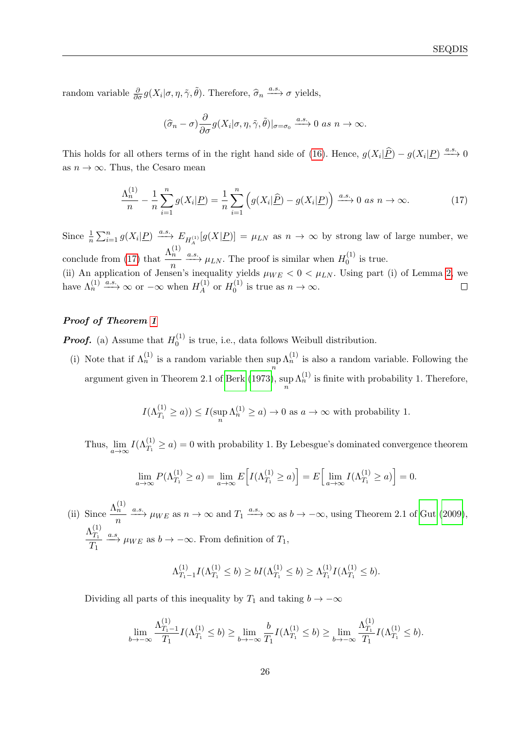random variable $\frac{\partial}{\partial \sigma} g(X_i|\sigma, \eta, \tilde{\gamma}, \tilde{\theta})$. Therefore, $\widehat{\sigma}_n \xrightarrow{a.s.} \sigma$ yields,

$$(\widehat{\sigma}_n - \sigma)\frac{\partial}{\partial \sigma} g(X_i|\sigma, \eta, \tilde{\gamma}, \tilde{\theta})|_{\sigma=\sigma_0} \xrightarrow{a.s.} 0 \ as \ n \to \infty.$$

This holds for all others terms of in the right hand side of (16). Hence, $g(X_i|\widehat{\underline{P}}) - g(X_i|\underline{P}) \xrightarrow{a.s.} 0$ as $n \to \infty$. Thus, the Cesaro mean

$$\frac{\Lambda_n^{(1)}}{n} - \frac{1}{n}\sum_{i=1}^{n} g(X_i|\underline{P}) = \frac{1}{n}\sum_{i=1}^{n}\Big(g(X_i|\widehat{\underline{P}}) - g(X_i|\underline{P})\Big) \xrightarrow{a.s.} 0 \ as \ n \to \infty. \tag{17}$$

Since $\frac{1}{n}\sum_{i=1}^{n} g(X_i|\underline{P}) \xrightarrow{a.s.} E_{H_A^{(1)}}[g(X|\underline{P})] = \mu_{LN}$ as $n \to \infty$ by strong law of large number, we conclude from (17) that $\frac{\Lambda_n^{(1)}}{n} \xrightarrow{a.s.} \mu_{LN}$. The proof is similar when $H_0^{(1)}$ is true.
(ii) An application of Jensen's inequality yields $\mu_{WE} < 0 < \mu_{LN}$. Using part (i) of Lemma 2, we have $\Lambda_n^{(1)} \xrightarrow{a.s.} \infty$ or $-\infty$ when $H_A^{(1)}$ or $H_0^{(1)}$ is true as $n \to \infty$. $\square$

***Proof of Theorem 1***

***Proof.*** (a) Assume that $H_0^{(1)}$ is true, i.e., data follows Weibull distribution.

(i) Note that if $\Lambda_n^{(1)}$ is a random variable then $\sup_n \Lambda_n^{(1)}$ is also a random variable. Following the argument given in Theorem 2.1 of Berk (1973), $\sup_n \Lambda_n^{(1)}$ is finite with probability 1. Therefore,

$$I(\Lambda_{T_1}^{(1)} \geq a)) \leq I(\sup_n \Lambda_n^{(1)} \geq a) \to 0 \text{ as } a \to \infty \text{ with probability 1.}$$

Thus, $\lim_{a\to\infty} I(\Lambda_{T_1}^{(1)} \geq a) = 0$ with probability 1. By Lebesgue's dominated convergence theorem

$$\lim_{a\to\infty} P(\Lambda_{T_1}^{(1)} \geq a) = \lim_{a\to\infty} E\Big[I(\Lambda_{T_1}^{(1)} \geq a)\Big] = E\Big[\lim_{a\to\infty} I(\Lambda_{T_1}^{(1)} \geq a)\Big] = 0.$$

(ii) Since $\frac{\Lambda_n^{(1)}}{n} \xrightarrow{a.s.} \mu_{WE}$ as $n \to \infty$ and $T_1 \xrightarrow{a.s.} \infty$ as $b \to -\infty$, using Theorem 2.1 of Gut (2009), $\frac{\Lambda_{T_1}^{(1)}}{T_1} \xrightarrow{a.s} \mu_{WE}$ as $b \to -\infty$. From definition of $T_1$,

$$\Lambda_{T_1-1}^{(1)} I(\Lambda_{T_1}^{(1)} \leq b) \geq bI(\Lambda_{T_1}^{(1)} \leq b) \geq \Lambda_{T_1}^{(1)} I(\Lambda_{T_1}^{(1)} \leq b).$$

Dividing all parts of this inequality by $T_1$ and taking $b \to -\infty$

$$\lim_{b\to-\infty} \frac{\Lambda_{T_1-1}^{(1)}}{T_1} I(\Lambda_{T_1}^{(1)} \leq b) \geq \lim_{b\to-\infty} \frac{b}{T_1} I(\Lambda_{T_1}^{(1)} \leq b) \geq \lim_{b\to-\infty} \frac{\Lambda_{T_1}^{(1)}}{T_1} I(\Lambda_{T_1}^{(1)} \leq b).$$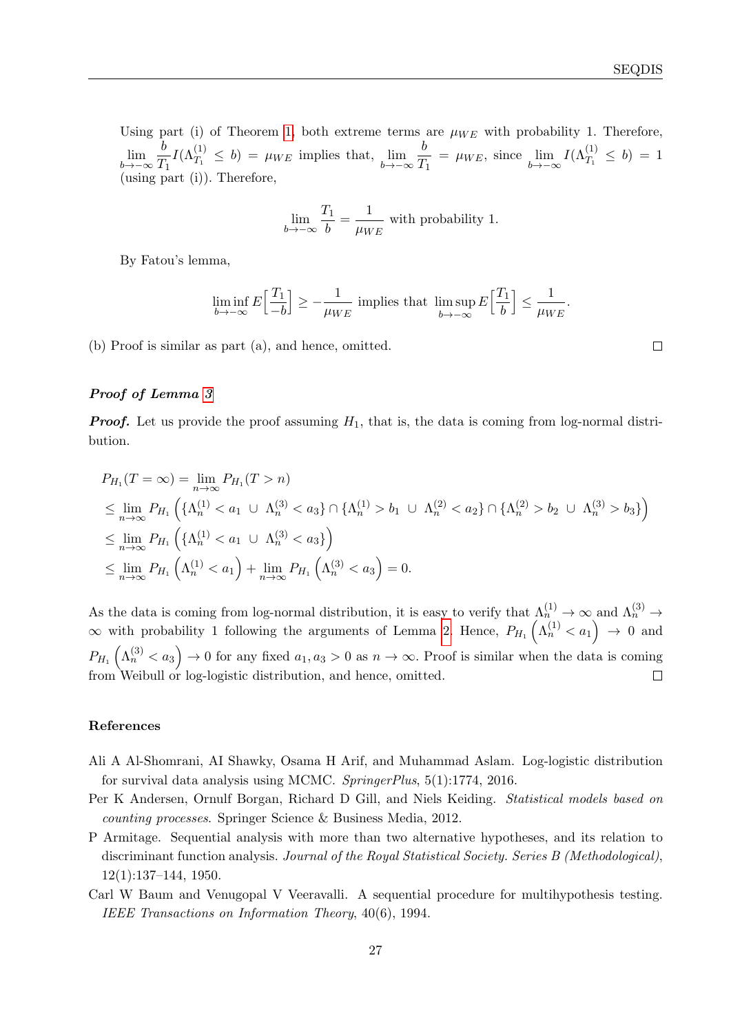Using part (i) of Theorem 1, both extreme terms are $\mu_{WE}$ with probability 1. Therefore, $\lim\limits_{b\to-\infty} \frac{b}{T_1} I(\Lambda^{(1)}_{T_1} \leq b) = \mu_{WE}$ implies that, $\lim\limits_{b\to-\infty} \frac{b}{T_1} = \mu_{WE}$, since $\lim\limits_{b\to-\infty} I(\Lambda^{(1)}_{T_1} \leq b) = 1$ (using part (i)). Therefore,

$$\lim_{b\to-\infty} \frac{T_1}{b} = \frac{1}{\mu_{WE}} \text{ with probability 1.}$$

By Fatou's lemma,

$$\liminf_{b\to-\infty} E\Big[\frac{T_1}{-b}\Big] \geq -\frac{1}{\mu_{WE}} \text{ implies that } \limsup_{b\to-\infty} E\Big[\frac{T_1}{b}\Big] \leq \frac{1}{\mu_{WE}}.$$

(b) Proof is similar as part (a), and hence, omitted. □

***Proof of Lemma 3***

***Proof.*** Let us provide the proof assuming $H_1$, that is, the data is coming from log-normal distribution.

$$\begin{aligned}
&P_{H_1}(T=\infty) = \lim_{n\to\infty} P_{H_1}(T>n) \\
&\leq \lim_{n\to\infty} P_{H_1}\Big(\{\Lambda^{(1)}_n < a_1 \ \cup \ \Lambda^{(3)}_n < a_3\} \cap \{\Lambda^{(1)}_n > b_1 \ \cup \ \Lambda^{(2)}_n < a_2\} \cap \{\Lambda^{(2)}_n > b_2 \ \cup \ \Lambda^{(3)}_n > b_3\}\Big) \\
&\leq \lim_{n\to\infty} P_{H_1}\Big(\{\Lambda^{(1)}_n < a_1 \ \cup \ \Lambda^{(3)}_n < a_3\}\Big) \\
&\leq \lim_{n\to\infty} P_{H_1}\Big(\Lambda^{(1)}_n < a_1\Big) + \lim_{n\to\infty} P_{H_1}\Big(\Lambda^{(3)}_n < a_3\Big) = 0.
\end{aligned}$$

As the data is coming from log-normal distribution, it is easy to verify that $\Lambda^{(1)}_n \to \infty$ and $\Lambda^{(3)}_n \to \infty$ with probability 1 following the arguments of Lemma 2. Hence, $P_{H_1}\Big(\Lambda^{(1)}_n < a_1\Big) \to 0$ and $P_{H_1}\Big(\Lambda^{(3)}_n < a_3\Big) \to 0$ for any fixed $a_1, a_3 > 0$ as $n \to \infty$. Proof is similar when the data is coming from Weibull or log-logistic distribution, and hence, omitted. □

## References

Ali A Al-Shomrani, AI Shawky, Osama H Arif, and Muhammad Aslam. Log-logistic distribution for survival data analysis using MCMC. *SpringerPlus*, 5(1):1774, 2016.

Per K Andersen, Ornulf Borgan, Richard D Gill, and Niels Keiding. *Statistical models based on counting processes*. Springer Science & Business Media, 2012.

P Armitage. Sequential analysis with more than two alternative hypotheses, and its relation to discriminant function analysis. *Journal of the Royal Statistical Society. Series B (Methodological)*, 12(1):137–144, 1950.

Carl W Baum and Venugopal V Veeravalli. A sequential procedure for multihypothesis testing. *IEEE Transactions on Information Theory*, 40(6), 1994.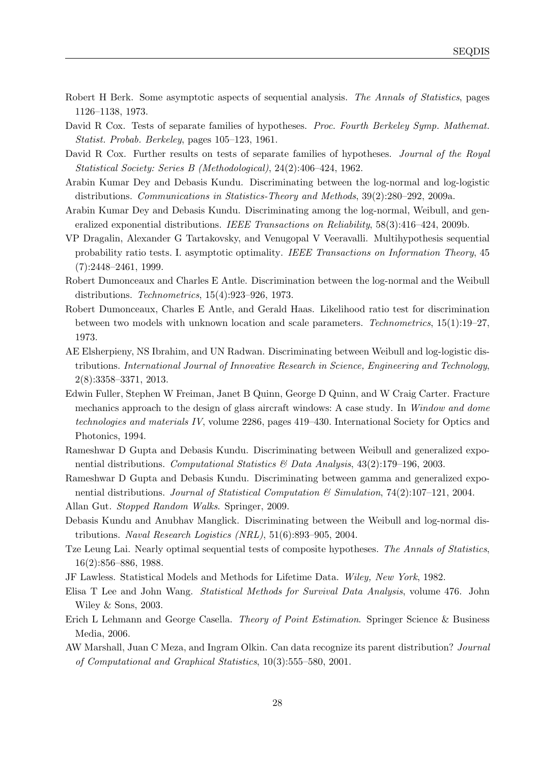Robert H Berk. Some asymptotic aspects of sequential analysis. *The Annals of Statistics*, pages 1126–1138, 1973.

David R Cox. Tests of separate families of hypotheses. *Proc. Fourth Berkeley Symp. Mathemat. Statist. Probab. Berkeley*, pages 105–123, 1961.

David R Cox. Further results on tests of separate families of hypotheses. *Journal of the Royal Statistical Society: Series B (Methodological)*, 24(2):406–424, 1962.

Arabin Kumar Dey and Debasis Kundu. Discriminating between the log-normal and log-logistic distributions. *Communications in Statistics-Theory and Methods*, 39(2):280–292, 2009a.

Arabin Kumar Dey and Debasis Kundu. Discriminating among the log-normal, Weibull, and generalized exponential distributions. *IEEE Transactions on Reliability*, 58(3):416–424, 2009b.

VP Dragalin, Alexander G Tartakovsky, and Venugopal V Veeravalli. Multihypothesis sequential probability ratio tests. I. asymptotic optimality. *IEEE Transactions on Information Theory*, 45 (7):2448–2461, 1999.

Robert Dumonceaux and Charles E Antle. Discrimination between the log-normal and the Weibull distributions. *Technometrics*, 15(4):923–926, 1973.

Robert Dumonceaux, Charles E Antle, and Gerald Haas. Likelihood ratio test for discrimination between two models with unknown location and scale parameters. *Technometrics*, 15(1):19–27, 1973.

AE Elsherpieny, NS Ibrahim, and UN Radwan. Discriminating between Weibull and log-logistic distributions. *International Journal of Innovative Research in Science, Engineering and Technology*, 2(8):3358–3371, 2013.

Edwin Fuller, Stephen W Freiman, Janet B Quinn, George D Quinn, and W Craig Carter. Fracture mechanics approach to the design of glass aircraft windows: A case study. In *Window and dome technologies and materials IV*, volume 2286, pages 419–430. International Society for Optics and Photonics, 1994.

Rameshwar D Gupta and Debasis Kundu. Discriminating between Weibull and generalized exponential distributions. *Computational Statistics & Data Analysis*, 43(2):179–196, 2003.

Rameshwar D Gupta and Debasis Kundu. Discriminating between gamma and generalized exponential distributions. *Journal of Statistical Computation & Simulation*, 74(2):107–121, 2004.

Allan Gut. *Stopped Random Walks*. Springer, 2009.

Debasis Kundu and Anubhav Manglick. Discriminating between the Weibull and log-normal distributions. *Naval Research Logistics (NRL)*, 51(6):893–905, 2004.

Tze Leung Lai. Nearly optimal sequential tests of composite hypotheses. *The Annals of Statistics*, 16(2):856–886, 1988.

JF Lawless. Statistical Models and Methods for Lifetime Data. *Wiley, New York*, 1982.

Elisa T Lee and John Wang. *Statistical Methods for Survival Data Analysis*, volume 476. John Wiley & Sons, 2003.

Erich L Lehmann and George Casella. *Theory of Point Estimation*. Springer Science & Business Media, 2006.

AW Marshall, Juan C Meza, and Ingram Olkin. Can data recognize its parent distribution? *Journal of Computational and Graphical Statistics*, 10(3):555–580, 2001.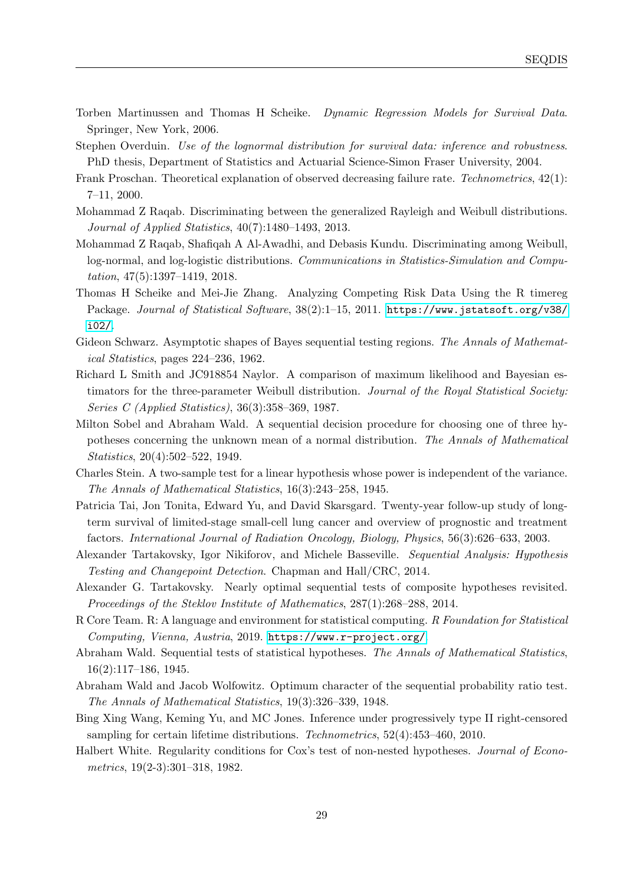Torben Martinussen and Thomas H Scheike. *Dynamic Regression Models for Survival Data*. Springer, New York, 2006.

Stephen Overduin. *Use of the lognormal distribution for survival data: inference and robustness*. PhD thesis, Department of Statistics and Actuarial Science-Simon Fraser University, 2004.

Frank Proschan. Theoretical explanation of observed decreasing failure rate. *Technometrics*, 42(1): 7–11, 2000.

Mohammad Z Raqab. Discriminating between the generalized Rayleigh and Weibull distributions. *Journal of Applied Statistics*, 40(7):1480–1493, 2013.

Mohammad Z Raqab, Shafiqah A Al-Awadhi, and Debasis Kundu. Discriminating among Weibull, log-normal, and log-logistic distributions. *Communications in Statistics-Simulation and Computation*, 47(5):1397–1419, 2018.

Thomas H Scheike and Mei-Jie Zhang. Analyzing Competing Risk Data Using the R timereg Package. *Journal of Statistical Software*, 38(2):1–15, 2011. https://www.jstatsoft.org/v38/i02/.

Gideon Schwarz. Asymptotic shapes of Bayes sequential testing regions. *The Annals of Mathematical Statistics*, pages 224–236, 1962.

Richard L Smith and JC918854 Naylor. A comparison of maximum likelihood and Bayesian estimators for the three-parameter Weibull distribution. *Journal of the Royal Statistical Society: Series C (Applied Statistics)*, 36(3):358–369, 1987.

Milton Sobel and Abraham Wald. A sequential decision procedure for choosing one of three hypotheses concerning the unknown mean of a normal distribution. *The Annals of Mathematical Statistics*, 20(4):502–522, 1949.

Charles Stein. A two-sample test for a linear hypothesis whose power is independent of the variance. *The Annals of Mathematical Statistics*, 16(3):243–258, 1945.

Patricia Tai, Jon Tonita, Edward Yu, and David Skarsgard. Twenty-year follow-up study of long-term survival of limited-stage small-cell lung cancer and overview of prognostic and treatment factors. *International Journal of Radiation Oncology, Biology, Physics*, 56(3):626–633, 2003.

Alexander Tartakovsky, Igor Nikiforov, and Michele Basseville. *Sequential Analysis: Hypothesis Testing and Changepoint Detection*. Chapman and Hall/CRC, 2014.

Alexander G. Tartakovsky. Nearly optimal sequential tests of composite hypotheses revisited. *Proceedings of the Steklov Institute of Mathematics*, 287(1):268–288, 2014.

R Core Team. R: A language and environment for statistical computing. *R Foundation for Statistical Computing, Vienna, Austria*, 2019. https://www.r-project.org/.

Abraham Wald. Sequential tests of statistical hypotheses. *The Annals of Mathematical Statistics*, 16(2):117–186, 1945.

Abraham Wald and Jacob Wolfowitz. Optimum character of the sequential probability ratio test. *The Annals of Mathematical Statistics*, 19(3):326–339, 1948.

Bing Xing Wang, Keming Yu, and MC Jones. Inference under progressively type II right-censored sampling for certain lifetime distributions. *Technometrics*, 52(4):453–460, 2010.

Halbert White. Regularity conditions for Cox's test of non-nested hypotheses. *Journal of Econometrics*, 19(2-3):301–318, 1982.